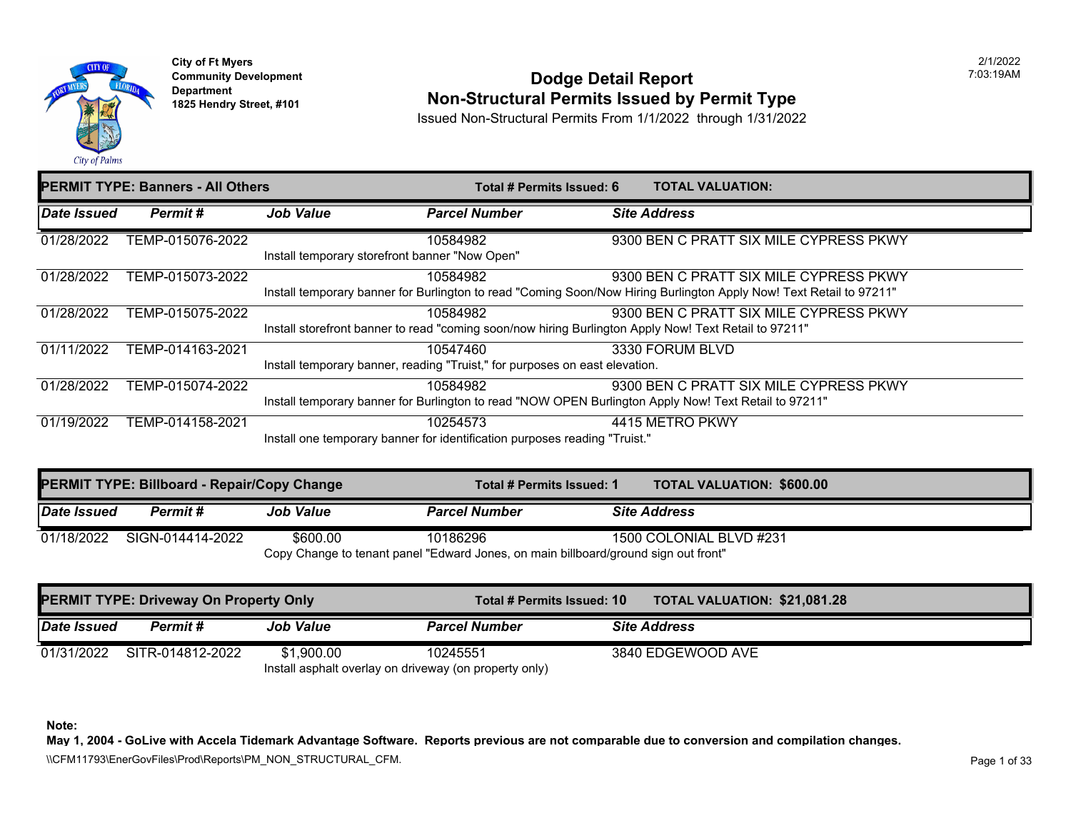City of Ft Myers
Community Development Department
1825 Hendry Street, #101

# Dodge Detail Report
## Non-Structural Permits Issued by Permit Type

Issued Non-Structural Permits From 1/1/2022 through 1/31/2022

2/1/2022
7:03:19AM

**PERMIT TYPE: Banners - All Others** | **Total # Permits Issued: 6** | **TOTAL VALUATION:**

| Date Issued | Permit # | Job Value | Parcel Number | Site Address |
|---|---|---|---|---|
| 01/28/2022 | TEMP-015076-2022 | | 10584982 | 9300 BEN C PRATT SIX MILE CYPRESS PKWY |
| | | Install temporary storefront banner "Now Open" | | |
| 01/28/2022 | TEMP-015073-2022 | | 10584982 | 9300 BEN C PRATT SIX MILE CYPRESS PKWY |
| | | Install temporary banner for Burlington to read "Coming Soon/Now Hiring Burlington Apply Now! Text Retail to 97211" | | |
| 01/28/2022 | TEMP-015075-2022 | | 10584982 | 9300 BEN C PRATT SIX MILE CYPRESS PKWY |
| | | Install storefront banner to read "coming soon/now hiring Burlington Apply Now! Text Retail to 97211" | | |
| 01/11/2022 | TEMP-014163-2021 | | 10547460 | 3330 FORUM BLVD |
| | | Install temporary banner, reading "Truist," for purposes on east elevation. | | |
| 01/28/2022 | TEMP-015074-2022 | | 10584982 | 9300 BEN C PRATT SIX MILE CYPRESS PKWY |
| | | Install temporary banner for Burlington to read "NOW OPEN Burlington Apply Now! Text Retail to 97211" | | |
| 01/19/2022 | TEMP-014158-2021 | | 10254573 | 4415 METRO PKWY |
| | | Install one temporary banner for identification purposes reading "Truist." | | |

**PERMIT TYPE: Billboard - Repair/Copy Change** | **Total # Permits Issued: 1** | **TOTAL VALUATION: $600.00**

| Date Issued | Permit # | Job Value | Parcel Number | Site Address |
|---|---|---|---|---|
| 01/18/2022 | SIGN-014414-2022 | $600.00 | 10186296 | 1500 COLONIAL BLVD #231 |
| | | Copy Change to tenant panel "Edward Jones, on main billboard/ground sign out front" | | |

**PERMIT TYPE: Driveway On Property Only** | **Total # Permits Issued: 10** | **TOTAL VALUATION: $21,081.28**

| Date Issued | Permit # | Job Value | Parcel Number | Site Address |
|---|---|---|---|---|
| 01/31/2022 | SITR-014812-2022 | $1,900.00 | 10245551 | 3840 EDGEWOOD AVE |
| | | Install asphalt overlay on driveway (on property only) | | |

**Note:**
**May 1, 2004 - GoLive with Accela Tidemark Advantage Software. Reports previous are not comparable due to conversion and compilation changes.**

\\CFM11793\EnerGovFiles\Prod\Reports\PM_NON_STRUCTURAL_CFM.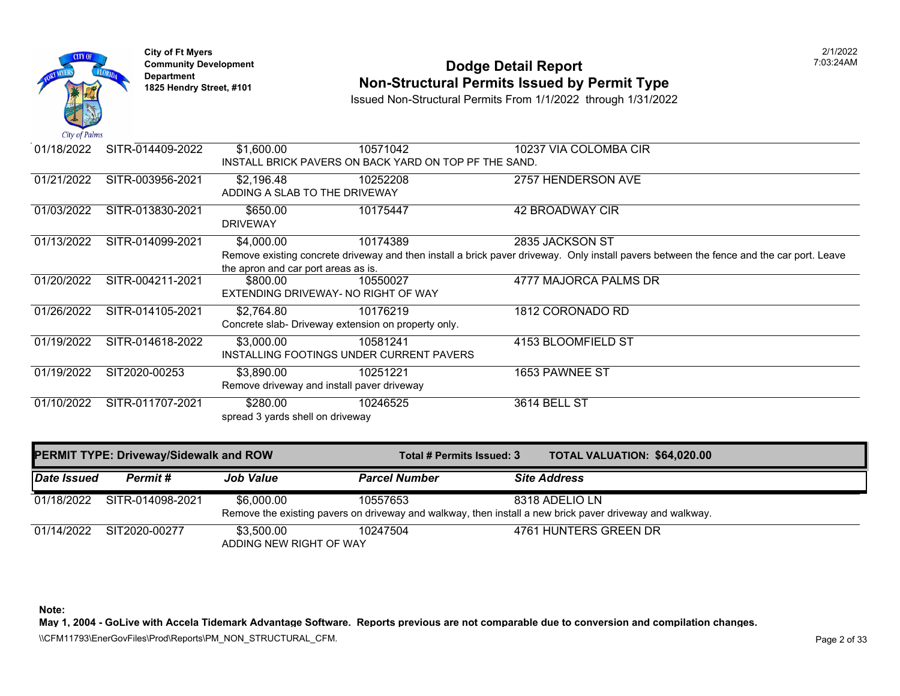**City of Ft Myers**
**Community Development Department**
**1825 Hendry Street, #101**

# Dodge Detail Report
## Non-Structural Permits Issued by Permit Type

Issued Non-Structural Permits From 1/1/2022 through 1/31/2022

2/1/2022 7:03:24AM

| Date Issued | Permit # | Job Value | Parcel Number | Site Address |
|---|---|---|---|---|
| 01/18/2022 | SITR-014409-2022 | $1,600.00 | 10571042 | 10237 VIA COLOMBA CIR |
| | | INSTALL BRICK PAVERS ON BACK YARD ON TOP PF THE SAND. | | |
| 01/21/2022 | SITR-003956-2021 | $2,196.48 | 10252208 | 2757 HENDERSON AVE |
| | | ADDING A SLAB TO THE DRIVEWAY | | |
| 01/03/2022 | SITR-013830-2021 | $650.00 | 10175447 | 42 BROADWAY CIR |
| | | DRIVEWAY | | |
| 01/13/2022 | SITR-014099-2021 | $4,000.00 | 10174389 | 2835 JACKSON ST |
| | | Remove existing concrete driveway and then install a brick paver driveway. Only install pavers between the fence and the car port. Leave the apron and car port areas as is. | | |
| 01/20/2022 | SITR-004211-2021 | $800.00 | 10550027 | 4777 MAJORCA PALMS DR |
| | | EXTENDING DRIVEWAY- NO RIGHT OF WAY | | |
| 01/26/2022 | SITR-014105-2021 | $2,764.80 | 10176219 | 1812 CORONADO RD |
| | | Concrete slab- Driveway extension on property only. | | |
| 01/19/2022 | SITR-014618-2022 | $3,000.00 | 10581241 | 4153 BLOOMFIELD ST |
| | | INSTALLING FOOTINGS UNDER CURRENT PAVERS | | |
| 01/19/2022 | SIT2020-00253 | $3,890.00 | 10251221 | 1653 PAWNEE ST |
| | | Remove driveway and install paver driveway | | |
| 01/10/2022 | SITR-011707-2021 | $280.00 | 10246525 | 3614 BELL ST |
| | | spread 3 yards shell on driveway | | |

**PERMIT TYPE: Driveway/Sidewalk and ROW** — **Total # Permits Issued: 3** — **TOTAL VALUATION: $64,020.00**

| Date Issued | Permit # | Job Value | Parcel Number | Site Address |
|---|---|---|---|---|
| 01/18/2022 | SITR-014098-2021 | $6,000.00 | 10557653 | 8318 ADELIO LN |
| | | Remove the existing pavers on driveway and walkway, then install a new brick paver driveway and walkway. | | |
| 01/14/2022 | SIT2020-00277 | $3,500.00 | 10247504 | 4761 HUNTERS GREEN DR |
| | | ADDING NEW RIGHT OF WAY | | |

**Note:**
**May 1, 2004 - GoLive with Accela Tidemark Advantage Software. Reports previous are not comparable due to conversion and compilation changes.**

\\CFM11793\EnerGovFiles\Prod\Reports\PM_NON_STRUCTURAL_CFM.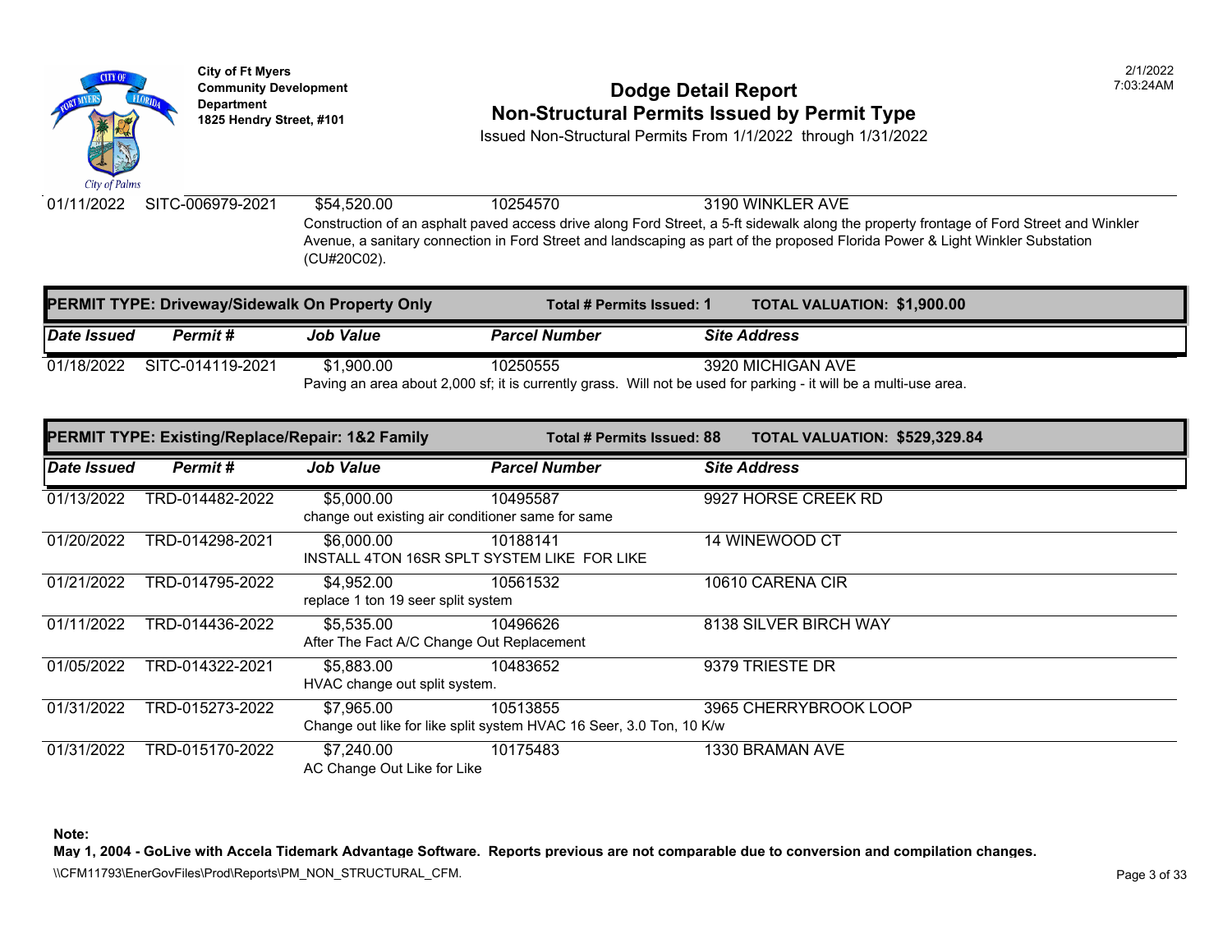| Date Issued | Permit # | Job Value | Parcel Number | Site Address |
|---|---|---|---|---|
| 01/11/2022 | SITC-006979-2021 | $54,520.00 | 10254570 | 3190 WINKLER AVE |
| | | Construction of an asphalt paved access drive along Ford Street, a 5-ft sidewalk along the property frontage of Ford Street and Winkler Avenue, a sanitary connection in Ford Street and landscaping as part of the proposed Florida Power & Light Winkler Substation (CU#20C02). | | |

**PERMIT TYPE: Driveway/Sidewalk On Property Only** — **Total # Permits Issued: 1** — **TOTAL VALUATION: $1,900.00**

| *Date Issued* | *Permit #* | *Job Value* | *Parcel Number* | *Site Address* |
|---|---|---|---|---|
| 01/18/2022 | SITC-014119-2021 | $1,900.00 | 10250555 | 3920 MICHIGAN AVE |
| | | Paving an area about 2,000 sf; it is currently grass. Will not be used for parking - it will be a multi-use area. | | |

**PERMIT TYPE: Existing/Replace/Repair: 1&2 Family** — **Total # Permits Issued: 88** — **TOTAL VALUATION: $529,329.84**

| *Date Issued* | *Permit #* | *Job Value* | *Parcel Number* | *Site Address* |
|---|---|---|---|---|
| 01/13/2022 | TRD-014482-2022 | $5,000.00 | 10495587 | 9927 HORSE CREEK RD |
| | | change out existing air conditioner same for same | | |
| 01/20/2022 | TRD-014298-2021 | $6,000.00 | 10188141 | 14 WINEWOOD CT |
| | | INSTALL 4TON 16SR SPLT SYSTEM LIKE FOR LIKE | | |
| 01/21/2022 | TRD-014795-2022 | $4,952.00 | 10561532 | 10610 CARENA CIR |
| | | replace 1 ton 19 seer split system | | |
| 01/11/2022 | TRD-014436-2022 | $5,535.00 | 10496626 | 8138 SILVER BIRCH WAY |
| | | After The Fact A/C Change Out Replacement | | |
| 01/05/2022 | TRD-014322-2021 | $5,883.00 | 10483652 | 9379 TRIESTE DR |
| | | HVAC change out split system. | | |
| 01/31/2022 | TRD-015273-2022 | $7,965.00 | 10513855 | 3965 CHERRYBROOK LOOP |
| | | Change out like for like split system HVAC 16 Seer, 3.0 Ton, 10 K/w | | |
| 01/31/2022 | TRD-015170-2022 | $7,240.00 | 10175483 | 1330 BRAMAN AVE |
| | | AC Change Out Like for Like | | |

**Note:**

**May 1, 2004 - GoLive with Accela Tidemark Advantage Software. Reports previous are not comparable due to conversion and compilation changes.**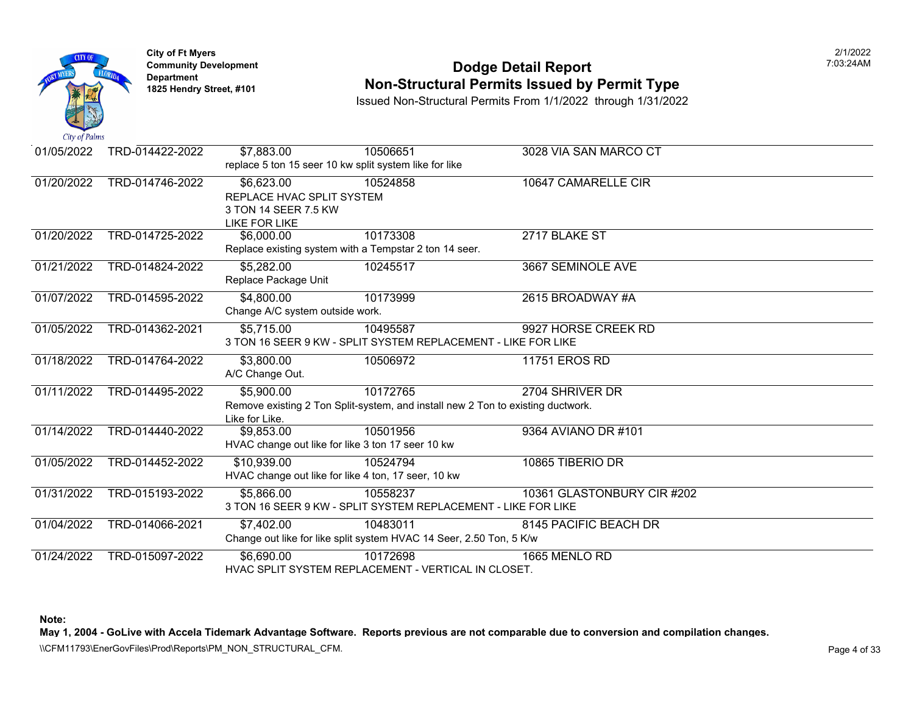**City of Ft Myers**
**Community Development Department**
**1825 Hendry Street, #101**

# Dodge Detail Report
## Non-Structural Permits Issued by Permit Type

Issued Non-Structural Permits From 1/1/2022 through 1/31/2022

2/1/2022
7:03:24AM

| Date | Permit # | Value | Parcel | Address |
|---|---|---|---|---|
| 01/05/2022 | TRD-014422-2022 | $7,883.00 | 10506651 | 3028 VIA SAN MARCO CT |
| | | replace 5 ton 15 seer 10 kw split system like for like | | |
| 01/20/2022 | TRD-014746-2022 | $6,623.00 | 10524858 | 10647 CAMARELLE CIR |
| | | REPLACE HVAC SPLIT SYSTEM<br>3 TON 14 SEER 7.5 KW<br>LIKE FOR LIKE | | |
| 01/20/2022 | TRD-014725-2022 | $6,000.00 | 10173308 | 2717 BLAKE ST |
| | | Replace existing system with a Tempstar 2 ton 14 seer. | | |
| 01/21/2022 | TRD-014824-2022 | $5,282.00 | 10245517 | 3667 SEMINOLE AVE |
| | | Replace Package Unit | | |
| 01/07/2022 | TRD-014595-2022 | $4,800.00 | 10173999 | 2615 BROADWAY #A |
| | | Change A/C system outside work. | | |
| 01/05/2022 | TRD-014362-2021 | $5,715.00 | 10495587 | 9927 HORSE CREEK RD |
| | | 3 TON 16 SEER 9 KW - SPLIT SYSTEM REPLACEMENT - LIKE FOR LIKE | | |
| 01/18/2022 | TRD-014764-2022 | $3,800.00 | 10506972 | 11751 EROS RD |
| | | A/C Change Out. | | |
| 01/11/2022 | TRD-014495-2022 | $5,900.00 | 10172765 | 2704 SHRIVER DR |
| | | Remove existing 2 Ton Split-system, and install new 2 Ton to existing ductwork.<br>Like for Like. | | |
| 01/14/2022 | TRD-014440-2022 | $9,853.00 | 10501956 | 9364 AVIANO DR #101 |
| | | HVAC change out like for like 3 ton 17 seer 10 kw | | |
| 01/05/2022 | TRD-014452-2022 | $10,939.00 | 10524794 | 10865 TIBERIO DR |
| | | HVAC change out like for like 4 ton, 17 seer, 10 kw | | |
| 01/31/2022 | TRD-015193-2022 | $5,866.00 | 10558237 | 10361 GLASTONBURY CIR #202 |
| | | 3 TON 16 SEER 9 KW - SPLIT SYSTEM REPLACEMENT - LIKE FOR LIKE | | |
| 01/04/2022 | TRD-014066-2021 | $7,402.00 | 10483011 | 8145 PACIFIC BEACH DR |
| | | Change out like for like split system HVAC 14 Seer, 2.50 Ton, 5 K/w | | |
| 01/24/2022 | TRD-015097-2022 | $6,690.00 | 10172698 | 1665 MENLO RD |
| | | HVAC SPLIT SYSTEM REPLACEMENT - VERTICAL IN CLOSET. | | |

**Note:**
**May 1, 2004 - GoLive with Accela Tidemark Advantage Software. Reports previous are not comparable due to conversion and compilation changes.**

\\CFM11793\EnerGovFiles\Prod\Reports\PM_NON_STRUCTURAL_CFM.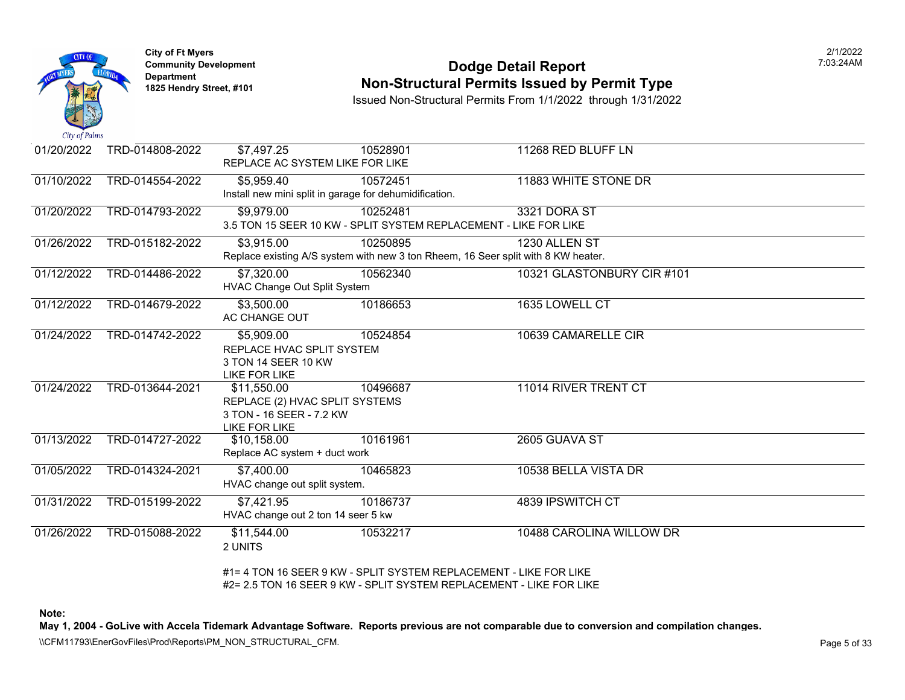City of Ft Myers
Community Development Department
1825 Hendry Street, #101

# Dodge Detail Report
## Non-Structural Permits Issued by Permit Type

Issued Non-Structural Permits From 1/1/2022 through 1/31/2022

| Date | Permit # | Value | Parcel | Address |
|---|---|---|---|---|
| 01/20/2022 | TRD-014808-2022 | $7,497.25 | 10528901 | 11268 RED BLUFF LN |
| | | REPLACE AC SYSTEM LIKE FOR LIKE | | |
| 01/10/2022 | TRD-014554-2022 | $5,959.40 | 10572451 | 11883 WHITE STONE DR |
| | | Install new mini split in garage for dehumidification. | | |
| 01/20/2022 | TRD-014793-2022 | $9,979.00 | 10252481 | 3321 DORA ST |
| | | 3.5 TON 15 SEER 10 KW - SPLIT SYSTEM REPLACEMENT - LIKE FOR LIKE | | |
| 01/26/2022 | TRD-015182-2022 | $3,915.00 | 10250895 | 1230 ALLEN ST |
| | | Replace existing A/S system with new 3 ton Rheem, 16 Seer split with 8 KW heater. | | |
| 01/12/2022 | TRD-014486-2022 | $7,320.00 | 10562340 | 10321 GLASTONBURY CIR #101 |
| | | HVAC Change Out Split System | | |
| 01/12/2022 | TRD-014679-2022 | $3,500.00 | 10186653 | 1635 LOWELL CT |
| | | AC CHANGE OUT | | |
| 01/24/2022 | TRD-014742-2022 | $5,909.00 | 10524854 | 10639 CAMARELLE CIR |
| | | REPLACE HVAC SPLIT SYSTEM<br>3 TON 14 SEER 10 KW<br>LIKE FOR LIKE | | |
| 01/24/2022 | TRD-013644-2021 | $11,550.00 | 10496687 | 11014 RIVER TRENT CT |
| | | REPLACE (2) HVAC SPLIT SYSTEMS<br>3 TON - 16 SEER - 7.2 KW<br>LIKE FOR LIKE | | |
| 01/13/2022 | TRD-014727-2022 | $10,158.00 | 10161961 | 2605 GUAVA ST |
| | | Replace AC system + duct work | | |
| 01/05/2022 | TRD-014324-2021 | $7,400.00 | 10465823 | 10538 BELLA VISTA DR |
| | | HVAC change out split system. | | |
| 01/31/2022 | TRD-015199-2022 | $7,421.95 | 10186737 | 4839 IPSWITCH CT |
| | | HVAC change out 2 ton 14 seer 5 kw | | |
| 01/26/2022 | TRD-015088-2022 | $11,544.00 | 10532217 | 10488 CAROLINA WILLOW DR |
| | | 2 UNITS<br><br>#1= 4 TON 16 SEER 9 KW - SPLIT SYSTEM REPLACEMENT - LIKE FOR LIKE<br>#2= 2.5 TON 16 SEER 9 KW - SPLIT SYSTEM REPLACEMENT - LIKE FOR LIKE | | |

**Note:**

**May 1, 2004 - GoLive with Accela Tidemark Advantage Software. Reports previous are not comparable due to conversion and compilation changes.**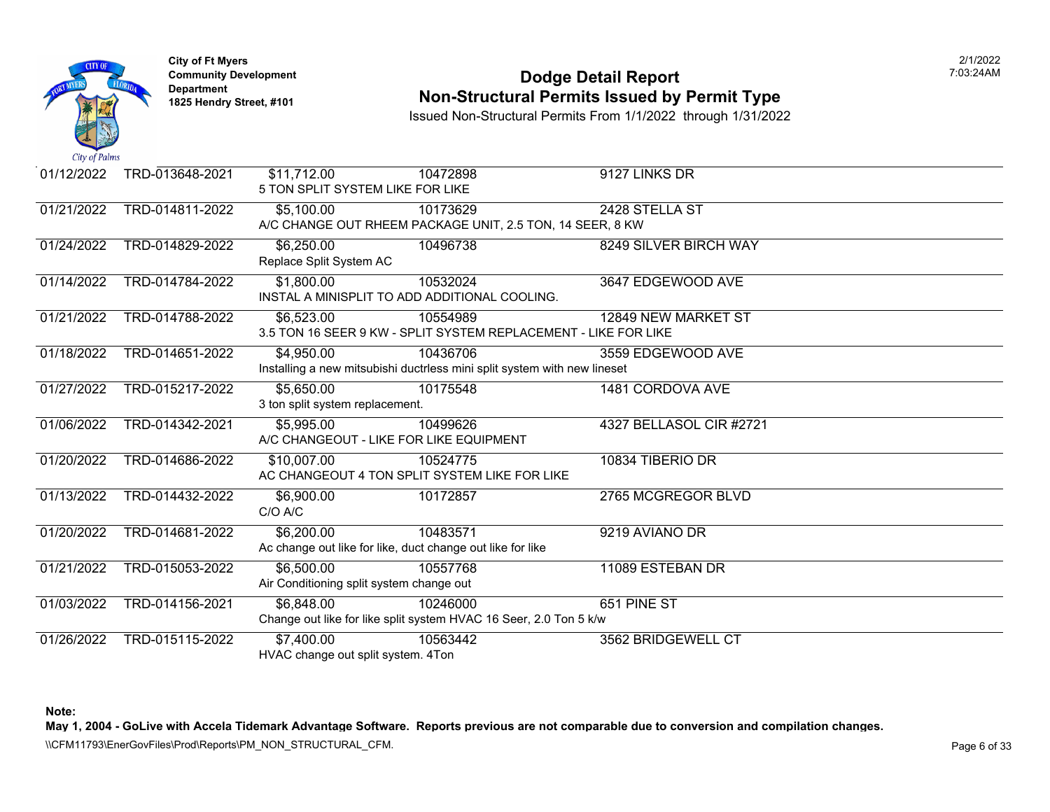City of Ft Myers
Community Development Department
1825 Hendry Street, #101

# Dodge Detail Report
## Non-Structural Permits Issued by Permit Type

Issued Non-Structural Permits From 1/1/2022 through 1/31/2022

2/1/2022
7:03:24AM

| Date | Permit # | Value | Parcel | Address |
|---|---|---|---|---|
| 01/12/2022 | TRD-013648-2021 | $11,712.00 | 10472898 | 9127 LINKS DR |
| | | 5 TON SPLIT SYSTEM LIKE FOR LIKE | | |
| 01/21/2022 | TRD-014811-2022 | $5,100.00 | 10173629 | 2428 STELLA ST |
| | | A/C CHANGE OUT RHEEM PACKAGE UNIT, 2.5 TON, 14 SEER, 8 KW | | |
| 01/24/2022 | TRD-014829-2022 | $6,250.00 | 10496738 | 8249 SILVER BIRCH WAY |
| | | Replace Split System AC | | |
| 01/14/2022 | TRD-014784-2022 | $1,800.00 | 10532024 | 3647 EDGEWOOD AVE |
| | | INSTAL A MINISPLIT TO ADD ADDITIONAL COOLING. | | |
| 01/21/2022 | TRD-014788-2022 | $6,523.00 | 10554989 | 12849 NEW MARKET ST |
| | | 3.5 TON 16 SEER 9 KW - SPLIT SYSTEM REPLACEMENT - LIKE FOR LIKE | | |
| 01/18/2022 | TRD-014651-2022 | $4,950.00 | 10436706 | 3559 EDGEWOOD AVE |
| | | Installing a new mitsubishi ductrless mini split system with new lineset | | |
| 01/27/2022 | TRD-015217-2022 | $5,650.00 | 10175548 | 1481 CORDOVA AVE |
| | | 3 ton split system replacement. | | |
| 01/06/2022 | TRD-014342-2021 | $5,995.00 | 10499626 | 4327 BELLASOL CIR #2721 |
| | | A/C CHANGEOUT - LIKE FOR LIKE EQUIPMENT | | |
| 01/20/2022 | TRD-014686-2022 | $10,007.00 | 10524775 | 10834 TIBERIO DR |
| | | AC CHANGEOUT 4 TON SPLIT SYSTEM LIKE FOR LIKE | | |
| 01/13/2022 | TRD-014432-2022 | $6,900.00 | 10172857 | 2765 MCGREGOR BLVD |
| | | C/O A/C | | |
| 01/20/2022 | TRD-014681-2022 | $6,200.00 | 10483571 | 9219 AVIANO DR |
| | | Ac change out like for like, duct change out like for like | | |
| 01/21/2022 | TRD-015053-2022 | $6,500.00 | 10557768 | 11089 ESTEBAN DR |
| | | Air Conditioning split system change out | | |
| 01/03/2022 | TRD-014156-2021 | $6,848.00 | 10246000 | 651 PINE ST |
| | | Change out like for like split system HVAC 16 Seer, 2.0 Ton 5 k/w | | |
| 01/26/2022 | TRD-015115-2022 | $7,400.00 | 10563442 | 3562 BRIDGEWELL CT |
| | | HVAC change out split system. 4Ton | | |

**Note:**
**May 1, 2004 - GoLive with Accela Tidemark Advantage Software. Reports previous are not comparable due to conversion and compilation changes.**

\\CFM11793\EnerGovFiles\Prod\Reports\PM_NON_STRUCTURAL_CFM.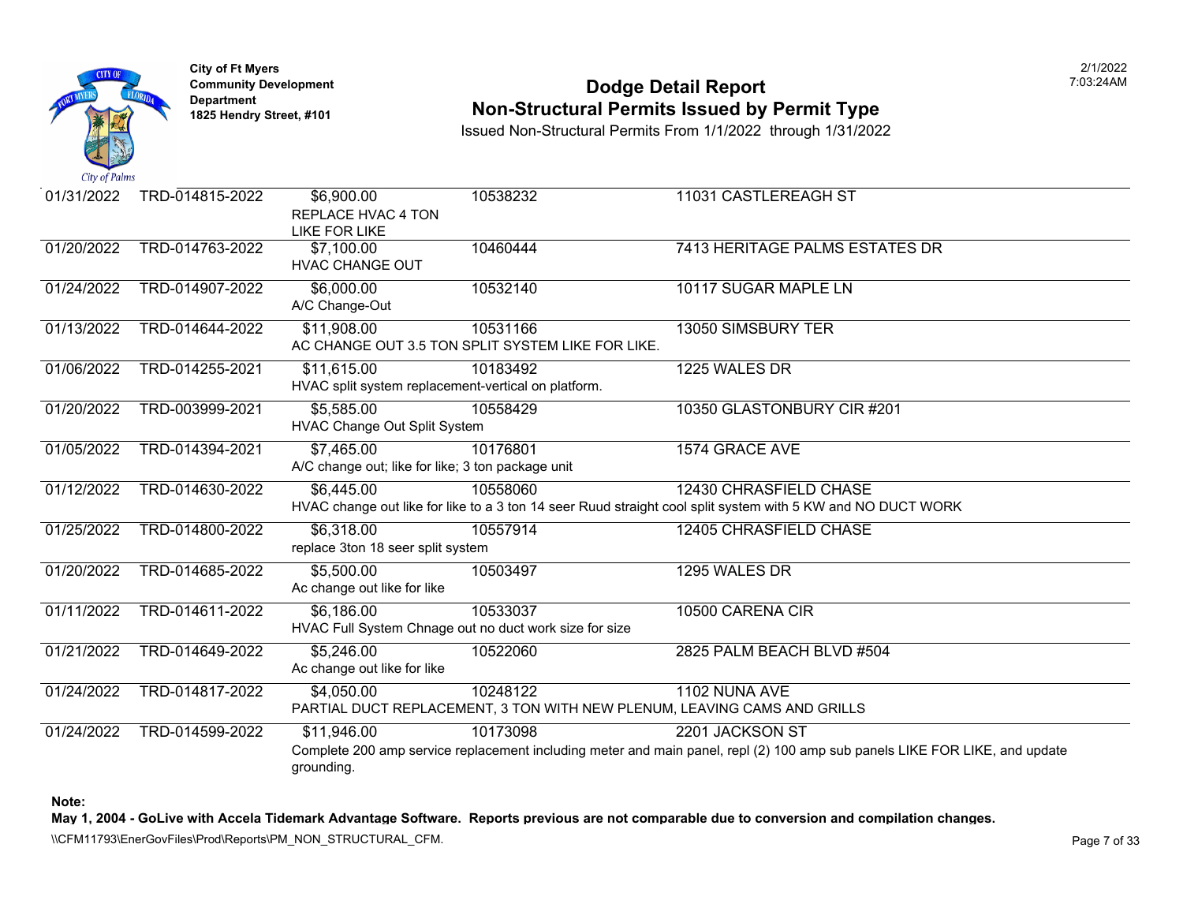**City of Ft Myers**
**Community Development Department**
**1825 Hendry Street, #101**

# Dodge Detail Report
## Non-Structural Permits Issued by Permit Type

Issued Non-Structural Permits From 1/1/2022 through 1/31/2022

| Date | Permit # | Value / Description | Parcel | Address |
|---|---|---|---|---|
| 01/31/2022 | TRD-014815-2022 | $6,900.00<br>REPLACE HVAC 4 TON LIKE FOR LIKE | 10538232 | 11031 CASTLEREAGH ST |
| 01/20/2022 | TRD-014763-2022 | $7,100.00<br>HVAC CHANGE OUT | 10460444 | 7413 HERITAGE PALMS ESTATES DR |
| 01/24/2022 | TRD-014907-2022 | $6,000.00<br>A/C Change-Out | 10532140 | 10117 SUGAR MAPLE LN |
| 01/13/2022 | TRD-014644-2022 | $11,908.00<br>AC CHANGE OUT 3.5 TON SPLIT SYSTEM LIKE FOR LIKE. | 10531166 | 13050 SIMSBURY TER |
| 01/06/2022 | TRD-014255-2021 | $11,615.00<br>HVAC split system replacement-vertical on platform. | 10183492 | 1225 WALES DR |
| 01/20/2022 | TRD-003999-2021 | $5,585.00<br>HVAC Change Out Split System | 10558429 | 10350 GLASTONBURY CIR #201 |
| 01/05/2022 | TRD-014394-2021 | $7,465.00<br>A/C change out; like for like; 3 ton package unit | 10176801 | 1574 GRACE AVE |
| 01/12/2022 | TRD-014630-2022 | $6,445.00<br>HVAC change out like for like to a 3 ton 14 seer Ruud straight cool split system with 5 KW and NO DUCT WORK | 10558060 | 12430 CHRASFIELD CHASE |
| 01/25/2022 | TRD-014800-2022 | $6,318.00<br>replace 3ton 18 seer split system | 10557914 | 12405 CHRASFIELD CHASE |
| 01/20/2022 | TRD-014685-2022 | $5,500.00<br>Ac change out like for like | 10503497 | 1295 WALES DR |
| 01/11/2022 | TRD-014611-2022 | $6,186.00<br>HVAC Full System Chnage out no duct work size for size | 10533037 | 10500 CARENA CIR |
| 01/21/2022 | TRD-014649-2022 | $5,246.00<br>Ac change out like for like | 10522060 | 2825 PALM BEACH BLVD #504 |
| 01/24/2022 | TRD-014817-2022 | $4,050.00<br>PARTIAL DUCT REPLACEMENT, 3 TON WITH NEW PLENUM, LEAVING CAMS AND GRILLS | 10248122 | 1102 NUNA AVE |
| 01/24/2022 | TRD-014599-2022 | $11,946.00<br>Complete 200 amp service replacement including meter and main panel, repl (2) 100 amp sub panels LIKE FOR LIKE, and update grounding. | 10173098 | 2201 JACKSON ST |

**Note:**
**May 1, 2004 - GoLive with Accela Tidemark Advantage Software. Reports previous are not comparable due to conversion and compilation changes.**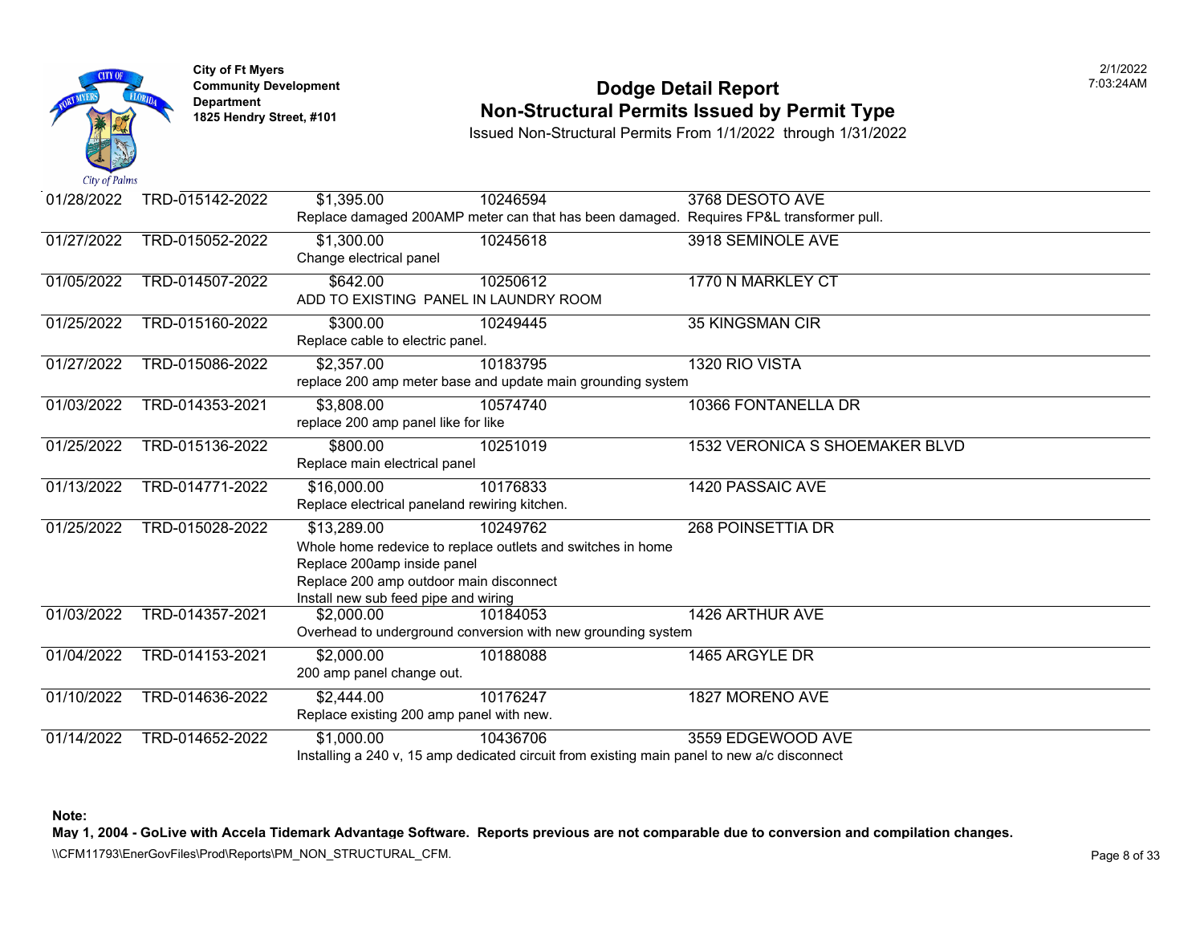City of Ft Myers
Community Development Department
1825 Hendry Street, #101

# Dodge Detail Report
## Non-Structural Permits Issued by Permit Type

Issued Non-Structural Permits From 1/1/2022 through 1/31/2022

2/1/2022
7:03:24AM

| Date | Permit # | Valuation | Parcel | Address |
|---|---|---|---|---|
| 01/28/2022 | TRD-015142-2022 | $1,395.00 | 10246594 | 3768 DESOTO AVE |
| | | Replace damaged 200AMP meter can that has been damaged. Requires FP&L transformer pull. | | |
| 01/27/2022 | TRD-015052-2022 | $1,300.00 | 10245618 | 3918 SEMINOLE AVE |
| | | Change electrical panel | | |
| 01/05/2022 | TRD-014507-2022 | $642.00 | 10250612 | 1770 N MARKLEY CT |
| | | ADD TO EXISTING PANEL IN LAUNDRY ROOM | | |
| 01/25/2022 | TRD-015160-2022 | $300.00 | 10249445 | 35 KINGSMAN CIR |
| | | Replace cable to electric panel. | | |
| 01/27/2022 | TRD-015086-2022 | $2,357.00 | 10183795 | 1320 RIO VISTA |
| | | replace 200 amp meter base and update main grounding system | | |
| 01/03/2022 | TRD-014353-2021 | $3,808.00 | 10574740 | 10366 FONTANELLA DR |
| | | replace 200 amp panel like for like | | |
| 01/25/2022 | TRD-015136-2022 | $800.00 | 10251019 | 1532 VERONICA S SHOEMAKER BLVD |
| | | Replace main electrical panel | | |
| 01/13/2022 | TRD-014771-2022 | $16,000.00 | 10176833 | 1420 PASSAIC AVE |
| | | Replace electrical paneland rewiring kitchen. | | |
| 01/25/2022 | TRD-015028-2022 | $13,289.00 | 10249762 | 268 POINSETTIA DR |
| | | Whole home redevice to replace outlets and switches in home<br>Replace 200amp inside panel<br>Replace 200 amp outdoor main disconnect<br>Install new sub feed pipe and wiring | | |
| 01/03/2022 | TRD-014357-2021 | $2,000.00 | 10184053 | 1426 ARTHUR AVE |
| | | Overhead to underground conversion with new grounding system | | |
| 01/04/2022 | TRD-014153-2021 | $2,000.00 | 10188088 | 1465 ARGYLE DR |
| | | 200 amp panel change out. | | |
| 01/10/2022 | TRD-014636-2022 | $2,444.00 | 10176247 | 1827 MORENO AVE |
| | | Replace existing 200 amp panel with new. | | |
| 01/14/2022 | TRD-014652-2022 | $1,000.00 | 10436706 | 3559 EDGEWOOD AVE |
| | | Installing a 240 v, 15 amp dedicated circuit from existing main panel to new a/c disconnect | | |

**Note:**
**May 1, 2004 - GoLive with Accela Tidemark Advantage Software. Reports previous are not comparable due to conversion and compilation changes.**

\\CFM11793\EnerGovFiles\Prod\Reports\PM_NON_STRUCTURAL_CFM.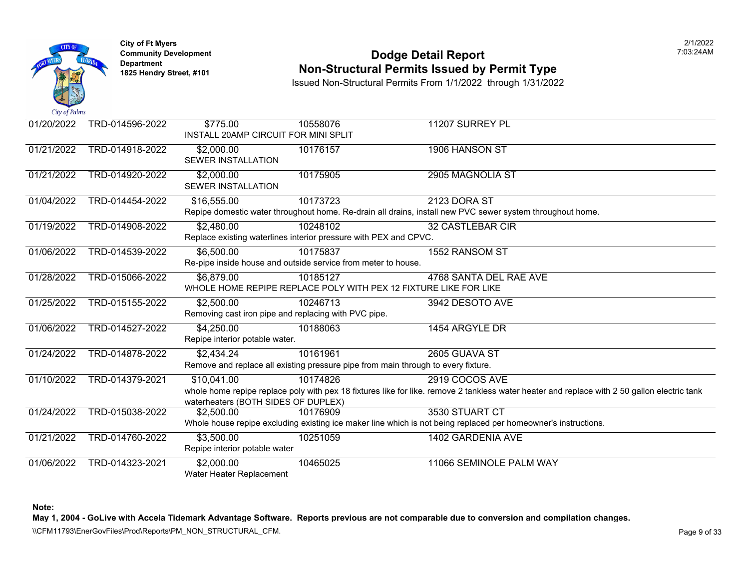City of Ft Myers
Community Development Department
1825 Hendry Street, #101

# Dodge Detail Report
## Non-Structural Permits Issued by Permit Type

Issued Non-Structural Permits From 1/1/2022 through 1/31/2022

2/1/2022
7:03:24AM

| Date | Permit | Value | Parcel | Address |
|---|---|---|---|---|
| 01/20/2022 | TRD-014596-2022 | $775.00 | 10558076 | 11207 SURREY PL |
| | | INSTALL 20AMP CIRCUIT FOR MINI SPLIT | | |
| 01/21/2022 | TRD-014918-2022 | $2,000.00 | 10176157 | 1906 HANSON ST |
| | | SEWER INSTALLATION | | |
| 01/21/2022 | TRD-014920-2022 | $2,000.00 | 10175905 | 2905 MAGNOLIA ST |
| | | SEWER INSTALLATION | | |
| 01/04/2022 | TRD-014454-2022 | $16,555.00 | 10173723 | 2123 DORA ST |
| | | Repipe domestic water throughout home. Re-drain all drains, install new PVC sewer system throughout home. | | |
| 01/19/2022 | TRD-014908-2022 | $2,480.00 | 10248102 | 32 CASTLEBAR CIR |
| | | Replace existing waterlines interior pressure with PEX and CPVC. | | |
| 01/06/2022 | TRD-014539-2022 | $6,500.00 | 10175837 | 1552 RANSOM ST |
| | | Re-pipe inside house and outside service from meter to house. | | |
| 01/28/2022 | TRD-015066-2022 | $6,879.00 | 10185127 | 4768 SANTA DEL RAE AVE |
| | | WHOLE HOME REPIPE REPLACE POLY WITH PEX 12 FIXTURE LIKE FOR LIKE | | |
| 01/25/2022 | TRD-015155-2022 | $2,500.00 | 10246713 | 3942 DESOTO AVE |
| | | Removing cast iron pipe and replacing with PVC pipe. | | |
| 01/06/2022 | TRD-014527-2022 | $4,250.00 | 10188063 | 1454 ARGYLE DR |
| | | Repipe interior potable water. | | |
| 01/24/2022 | TRD-014878-2022 | $2,434.24 | 10161961 | 2605 GUAVA ST |
| | | Remove and replace all existing pressure pipe from main through to every fixture. | | |
| 01/10/2022 | TRD-014379-2021 | $10,041.00 | 10174826 | 2919 COCOS AVE |
| | | whole home repipe replace poly with pex 18 fixtures like for like. remove 2 tankless water heater and replace with 2 50 gallon electric tank waterheaters (BOTH SIDES OF DUPLEX) | | |
| 01/24/2022 | TRD-015038-2022 | $2,500.00 | 10176909 | 3530 STUART CT |
| | | Whole house repipe excluding existing ice maker line which is not being replaced per homeowner's instructions. | | |
| 01/21/2022 | TRD-014760-2022 | $3,500.00 | 10251059 | 1402 GARDENIA AVE |
| | | Repipe interior potable water | | |
| 01/06/2022 | TRD-014323-2021 | $2,000.00 | 10465025 | 11066 SEMINOLE PALM WAY |
| | | Water Heater Replacement | | |

**Note:**

**May 1, 2004 - GoLive with Accela Tidemark Advantage Software. Reports previous are not comparable due to conversion and compilation changes.**

\\CFM11793\EnerGovFiles\Prod\Reports\PM_NON_STRUCTURAL_CFM.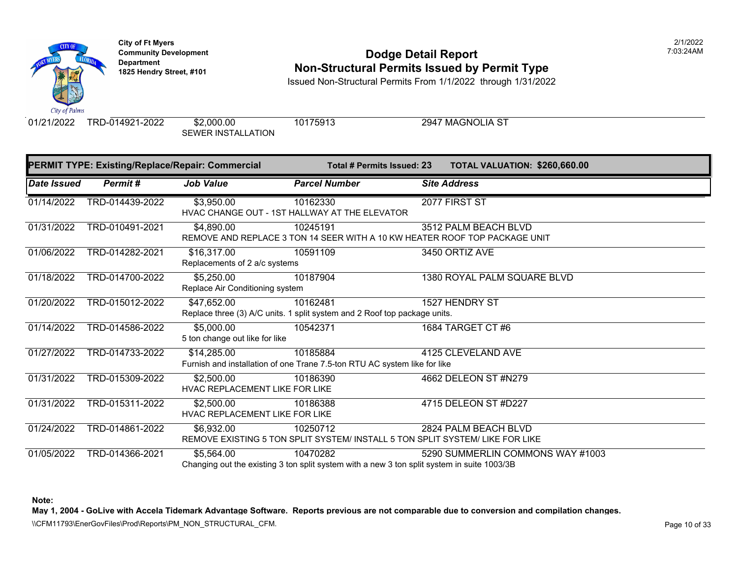| Date Issued | Permit # | Job Value | Parcel Number | Site Address |
|---|---|---|---|---|
| 01/21/2022 | TRD-014921-2022 | $2,000.00 | 10175913 | 2947 MAGNOLIA ST |
| | | SEWER INSTALLATION | | |

**PERMIT TYPE: Existing/Replace/Repair: Commercial** — **Total # Permits Issued: 23** — **TOTAL VALUATION: $260,660.00**

| Date Issued | Permit # | Job Value | Parcel Number | Site Address |
|---|---|---|---|---|
| 01/14/2022 | TRD-014439-2022 | $3,950.00 | 10162330 | 2077 FIRST ST |
| | | HVAC CHANGE OUT - 1ST HALLWAY AT THE ELEVATOR | | |
| 01/31/2022 | TRD-010491-2021 | $4,890.00 | 10245191 | 3512 PALM BEACH BLVD |
| | | REMOVE AND REPLACE 3 TON 14 SEER WITH A 10 KW HEATER ROOF TOP PACKAGE UNIT | | |
| 01/06/2022 | TRD-014282-2021 | $16,317.00 | 10591109 | 3450 ORTIZ AVE |
| | | Replacements of 2 a/c systems | | |
| 01/18/2022 | TRD-014700-2022 | $5,250.00 | 10187904 | 1380 ROYAL PALM SQUARE BLVD |
| | | Replace Air Conditioning system | | |
| 01/20/2022 | TRD-015012-2022 | $47,652.00 | 10162481 | 1527 HENDRY ST |
| | | Replace three (3) A/C units. 1 split system and 2 Roof top package units. | | |
| 01/14/2022 | TRD-014586-2022 | $5,000.00 | 10542371 | 1684 TARGET CT #6 |
| | | 5 ton change out like for like | | |
| 01/27/2022 | TRD-014733-2022 | $14,285.00 | 10185884 | 4125 CLEVELAND AVE |
| | | Furnish and installation of one Trane 7.5-ton RTU AC system like for like | | |
| 01/31/2022 | TRD-015309-2022 | $2,500.00 | 10186390 | 4662 DELEON ST #N279 |
| | | HVAC REPLACEMENT LIKE FOR LIKE | | |
| 01/31/2022 | TRD-015311-2022 | $2,500.00 | 10186388 | 4715 DELEON ST #D227 |
| | | HVAC REPLACEMENT LIKE FOR LIKE | | |
| 01/24/2022 | TRD-014861-2022 | $6,932.00 | 10250712 | 2824 PALM BEACH BLVD |
| | | REMOVE EXISTING 5 TON SPLIT SYSTEM/ INSTALL 5 TON SPLIT SYSTEM/ LIKE FOR LIKE | | |
| 01/05/2022 | TRD-014366-2021 | $5,564.00 | 10470282 | 5290 SUMMERLIN COMMONS WAY #1003 |
| | | Changing out the existing 3 ton split system with a new 3 ton split system in suite 1003/3B | | |

**Note:**
**May 1, 2004 - GoLive with Accela Tidemark Advantage Software. Reports previous are not comparable due to conversion and compilation changes.**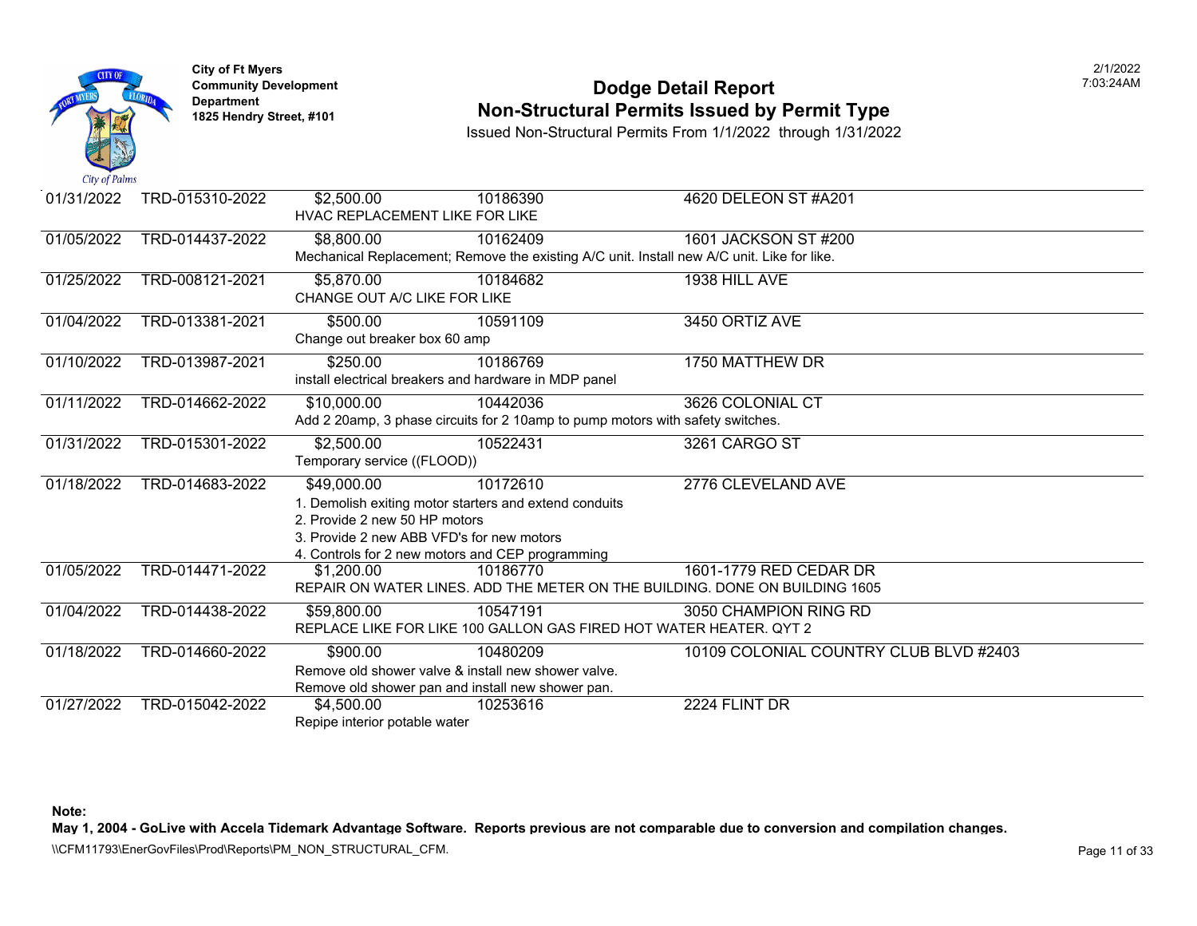City of Ft Myers
Community Development Department
1825 Hendry Street, #101

# Dodge Detail Report
## Non-Structural Permits Issued by Permit Type

Issued Non-Structural Permits From 1/1/2022 through 1/31/2022

2/1/2022
7:03:24AM

| Date | Permit | Value | Parcel | Address |
|---|---|---|---|---|
| 01/31/2022 | TRD-015310-2022 | $2,500.00 | 10186390 | 4620 DELEON ST #A201 |
| | | HVAC REPLACEMENT LIKE FOR LIKE | | |
| 01/05/2022 | TRD-014437-2022 | $8,800.00 | 10162409 | 1601 JACKSON ST #200 |
| | | Mechanical Replacement; Remove the existing A/C unit. Install new A/C unit. Like for like. | | |
| 01/25/2022 | TRD-008121-2021 | $5,870.00 | 10184682 | 1938 HILL AVE |
| | | CHANGE OUT A/C LIKE FOR LIKE | | |
| 01/04/2022 | TRD-013381-2021 | $500.00 | 10591109 | 3450 ORTIZ AVE |
| | | Change out breaker box 60 amp | | |
| 01/10/2022 | TRD-013987-2021 | $250.00 | 10186769 | 1750 MATTHEW DR |
| | | install electrical breakers and hardware in MDP panel | | |
| 01/11/2022 | TRD-014662-2022 | $10,000.00 | 10442036 | 3626 COLONIAL CT |
| | | Add 2 20amp, 3 phase circuits for 2 10amp to pump motors with safety switches. | | |
| 01/31/2022 | TRD-015301-2022 | $2,500.00 | 10522431 | 3261 CARGO ST |
| | | Temporary service ((FLOOD)) | | |
| 01/18/2022 | TRD-014683-2022 | $49,000.00 | 10172610 | 2776 CLEVELAND AVE |
| | | 1. Demolish exiting motor starters and extend conduits<br>2. Provide 2 new 50 HP motors<br>3. Provide 2 new ABB VFD's for new motors<br>4. Controls for 2 new motors and CEP programming | | |
| 01/05/2022 | TRD-014471-2022 | $1,200.00 | 10186770 | 1601-1779 RED CEDAR DR |
| | | REPAIR ON WATER LINES. ADD THE METER ON THE BUILDING. DONE ON BUILDING 1605 | | |
| 01/04/2022 | TRD-014438-2022 | $59,800.00 | 10547191 | 3050 CHAMPION RING RD |
| | | REPLACE LIKE FOR LIKE 100 GALLON GAS FIRED HOT WATER HEATER. QYT 2 | | |
| 01/18/2022 | TRD-014660-2022 | $900.00 | 10480209 | 10109 COLONIAL COUNTRY CLUB BLVD #2403 |
| | | Remove old shower valve & install new shower valve.<br>Remove old shower pan and install new shower pan. | | |
| 01/27/2022 | TRD-015042-2022 | $4,500.00 | 10253616 | 2224 FLINT DR |
| | | Repipe interior potable water | | |

**Note:**
**May 1, 2004 - GoLive with Accela Tidemark Advantage Software. Reports previous are not comparable due to conversion and compilation changes.**

\\CFM11793\EnerGovFiles\Prod\Reports\PM_NON_STRUCTURAL_CFM.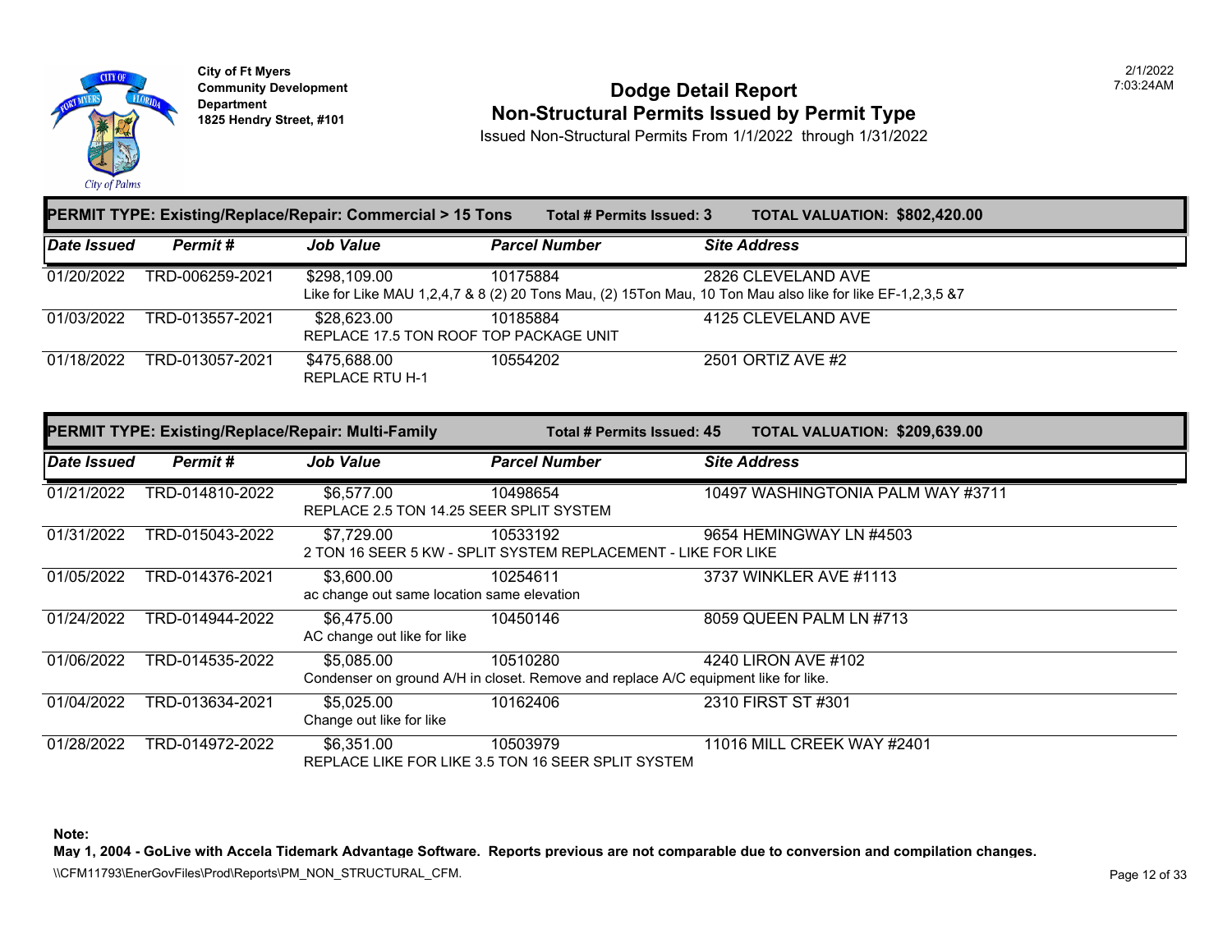City of Ft Myers
Community Development Department
1825 Hendry Street, #101

# Dodge Detail Report
## Non-Structural Permits Issued by Permit Type

Issued Non-Structural Permits From 1/1/2022 through 1/31/2022

2/1/2022 7:03:24AM

**PERMIT TYPE: Existing/Replace/Repair: Commercial > 15 Tons** — **Total # Permits Issued: 3** — **TOTAL VALUATION: $802,420.00**

| Date Issued | Permit # | Job Value | Parcel Number | Site Address |
|---|---|---|---|---|
| 01/20/2022 | TRD-006259-2021 | $298,109.00 | 10175884 | 2826 CLEVELAND AVE |
| | | Like for Like MAU 1,2,4,7 & 8 (2) 20 Tons Mau, (2) 15Ton Mau, 10 Ton Mau also like for like EF-1,2,3,5 &7 | | |
| 01/03/2022 | TRD-013557-2021 | $28,623.00 | 10185884 | 4125 CLEVELAND AVE |
| | | REPLACE 17.5 TON ROOF TOP PACKAGE UNIT | | |
| 01/18/2022 | TRD-013057-2021 | $475,688.00 | 10554202 | 2501 ORTIZ AVE #2 |
| | | REPLACE RTU H-1 | | |

**PERMIT TYPE: Existing/Replace/Repair: Multi-Family** — **Total # Permits Issued: 45** — **TOTAL VALUATION: $209,639.00**

| Date Issued | Permit # | Job Value | Parcel Number | Site Address |
|---|---|---|---|---|
| 01/21/2022 | TRD-014810-2022 | $6,577.00 | 10498654 | 10497 WASHINGTONIA PALM WAY #3711 |
| | | REPLACE 2.5 TON 14.25 SEER SPLIT SYSTEM | | |
| 01/31/2022 | TRD-015043-2022 | $7,729.00 | 10533192 | 9654 HEMINGWAY LN #4503 |
| | | 2 TON 16 SEER 5 KW - SPLIT SYSTEM REPLACEMENT - LIKE FOR LIKE | | |
| 01/05/2022 | TRD-014376-2021 | $3,600.00 | 10254611 | 3737 WINKLER AVE #1113 |
| | | ac change out same location same elevation | | |
| 01/24/2022 | TRD-014944-2022 | $6,475.00 | 10450146 | 8059 QUEEN PALM LN #713 |
| | | AC change out like for like | | |
| 01/06/2022 | TRD-014535-2022 | $5,085.00 | 10510280 | 4240 LIRON AVE #102 |
| | | Condenser on ground A/H in closet. Remove and replace A/C equipment like for like. | | |
| 01/04/2022 | TRD-013634-2021 | $5,025.00 | 10162406 | 2310 FIRST ST #301 |
| | | Change out like for like | | |
| 01/28/2022 | TRD-014972-2022 | $6,351.00 | 10503979 | 11016 MILL CREEK WAY #2401 |
| | | REPLACE LIKE FOR LIKE 3.5 TON 16 SEER SPLIT SYSTEM | | |

**Note:**
**May 1, 2004 - GoLive with Accela Tidemark Advantage Software. Reports previous are not comparable due to conversion and compilation changes.**

\\CFM11793\EnerGovFiles\Prod\Reports\PM_NON_STRUCTURAL_CFM.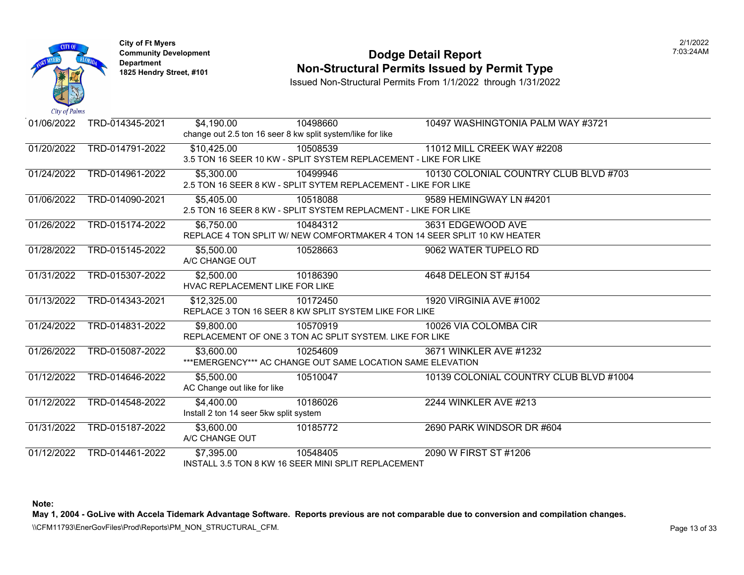City of Ft Myers
Community Development Department
1825 Hendry Street, #101

# Dodge Detail Report
## Non-Structural Permits Issued by Permit Type

Issued Non-Structural Permits From 1/1/2022 through 1/31/2022

| Date | Permit | Value | Parcel | Address |
|---|---|---|---|---|
| 01/06/2022 | TRD-014345-2021 | $4,190.00 | 10498660 | 10497 WASHINGTONIA PALM WAY #3721 |
| | | change out 2.5 ton 16 seer 8 kw split system/like for like | | |
| 01/20/2022 | TRD-014791-2022 | $10,425.00 | 10508539 | 11012 MILL CREEK WAY #2208 |
| | | 3.5 TON 16 SEER 10 KW - SPLIT SYSTEM REPLACEMENT - LIKE FOR LIKE | | |
| 01/24/2022 | TRD-014961-2022 | $5,300.00 | 10499946 | 10130 COLONIAL COUNTRY CLUB BLVD #703 |
| | | 2.5 TON 16 SEER 8 KW - SPLIT SYTEM REPLACEMENT - LIKE FOR LIKE | | |
| 01/06/2022 | TRD-014090-2021 | $5,405.00 | 10518088 | 9589 HEMINGWAY LN #4201 |
| | | 2.5 TON 16 SEER 8 KW - SPLIT SYSTEM REPLACMENT - LIKE FOR LIKE | | |
| 01/26/2022 | TRD-015174-2022 | $6,750.00 | 10484312 | 3631 EDGEWOOD AVE |
| | | REPLACE 4 TON SPLIT W/ NEW COMFORTMAKER 4 TON 14 SEER SPLIT 10 KW HEATER | | |
| 01/28/2022 | TRD-015145-2022 | $5,500.00 | 10528663 | 9062 WATER TUPELO RD |
| | | A/C CHANGE OUT | | |
| 01/31/2022 | TRD-015307-2022 | $2,500.00 | 10186390 | 4648 DELEON ST #J154 |
| | | HVAC REPLACEMENT LIKE FOR LIKE | | |
| 01/13/2022 | TRD-014343-2021 | $12,325.00 | 10172450 | 1920 VIRGINIA AVE #1002 |
| | | REPLACE 3 TON 16 SEER 8 KW SPLIT SYSTEM LIKE FOR LIKE | | |
| 01/24/2022 | TRD-014831-2022 | $9,800.00 | 10570919 | 10026 VIA COLOMBA CIR |
| | | REPLACEMENT OF ONE 3 TON AC SPLIT SYSTEM. LIKE FOR LIKE | | |
| 01/26/2022 | TRD-015087-2022 | $3,600.00 | 10254609 | 3671 WINKLER AVE #1232 |
| | | ***EMERGENCY*** AC CHANGE OUT SAME LOCATION SAME ELEVATION | | |
| 01/12/2022 | TRD-014646-2022 | $5,500.00 | 10510047 | 10139 COLONIAL COUNTRY CLUB BLVD #1004 |
| | | AC Change out like for like | | |
| 01/12/2022 | TRD-014548-2022 | $4,400.00 | 10186026 | 2244 WINKLER AVE #213 |
| | | Install 2 ton 14 seer 5kw split system | | |
| 01/31/2022 | TRD-015187-2022 | $3,600.00 | 10185772 | 2690 PARK WINDSOR DR #604 |
| | | A/C CHANGE OUT | | |
| 01/12/2022 | TRD-014461-2022 | $7,395.00 | 10548405 | 2090 W FIRST ST #1206 |
| | | INSTALL 3.5 TON 8 KW 16 SEER MINI SPLIT REPLACEMENT | | |

**Note:**
**May 1, 2004 - GoLive with Accela Tidemark Advantage Software. Reports previous are not comparable due to conversion and compilation changes.**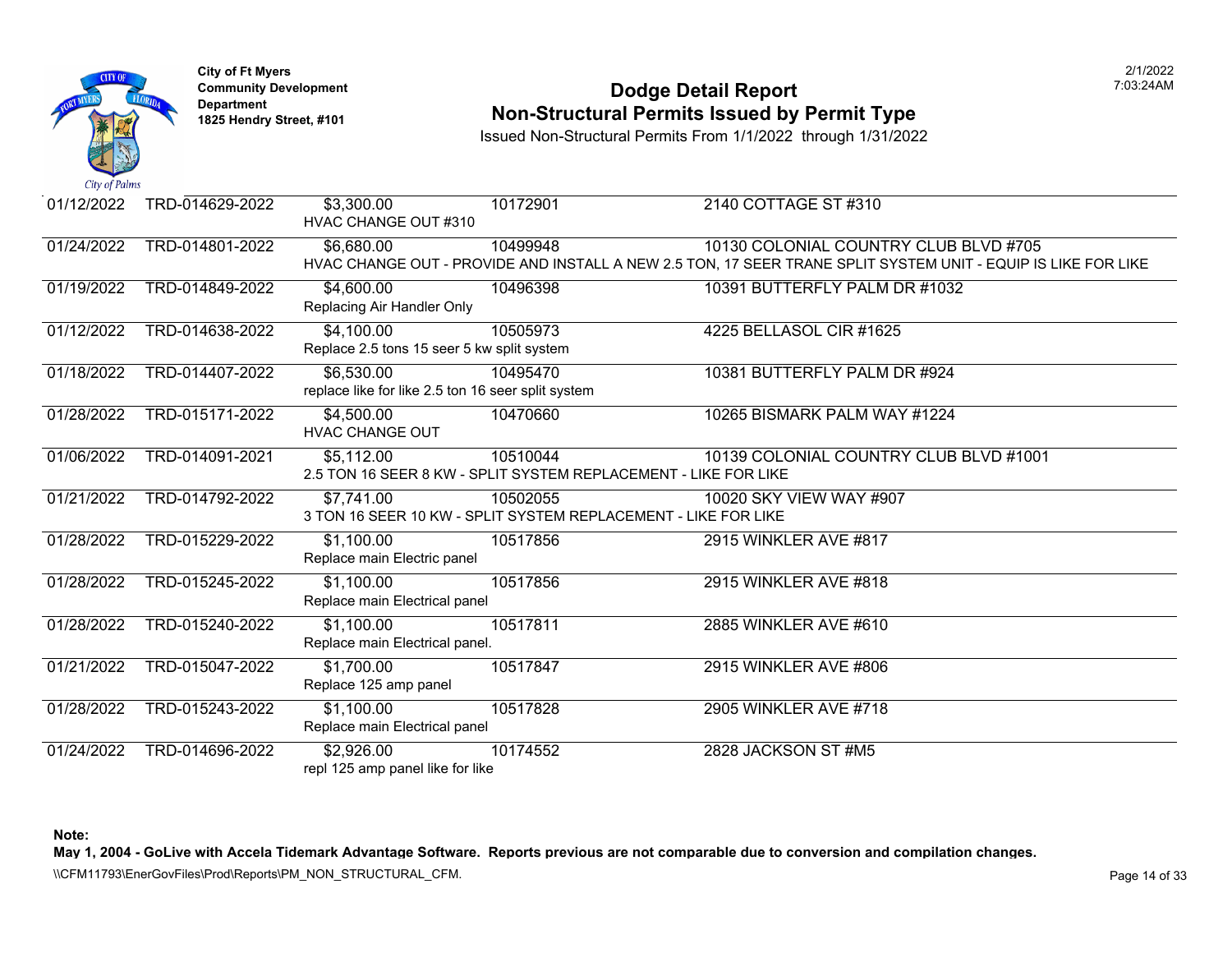City of Ft Myers
Community Development Department
1825 Hendry Street, #101

# Dodge Detail Report
## Non-Structural Permits Issued by Permit Type

Issued Non-Structural Permits From 1/1/2022 through 1/31/2022

| Date | Permit | Valuation / Description | Parcel | Address |
|---|---|---|---|---|
| 01/12/2022 | TRD-014629-2022 | $3,300.00<br>HVAC CHANGE OUT #310 | 10172901 | 2140 COTTAGE ST #310 |
| 01/24/2022 | TRD-014801-2022 | $6,680.00<br>HVAC CHANGE OUT - PROVIDE AND INSTALL A NEW 2.5 TON, 17 SEER TRANE SPLIT SYSTEM UNIT - EQUIP IS LIKE FOR LIKE | 10499948 | 10130 COLONIAL COUNTRY CLUB BLVD #705 |
| 01/19/2022 | TRD-014849-2022 | $4,600.00<br>Replacing Air Handler Only | 10496398 | 10391 BUTTERFLY PALM DR #1032 |
| 01/12/2022 | TRD-014638-2022 | $4,100.00<br>Replace 2.5 tons 15 seer 5 kw split system | 10505973 | 4225 BELLASOL CIR #1625 |
| 01/18/2022 | TRD-014407-2022 | $6,530.00<br>replace like for like 2.5 ton 16 seer split system | 10495470 | 10381 BUTTERFLY PALM DR #924 |
| 01/28/2022 | TRD-015171-2022 | $4,500.00<br>HVAC CHANGE OUT | 10470660 | 10265 BISMARK PALM WAY #1224 |
| 01/06/2022 | TRD-014091-2021 | $5,112.00<br>2.5 TON 16 SEER 8 KW - SPLIT SYSTEM REPLACEMENT - LIKE FOR LIKE | 10510044 | 10139 COLONIAL COUNTRY CLUB BLVD #1001 |
| 01/21/2022 | TRD-014792-2022 | $7,741.00<br>3 TON 16 SEER 10 KW - SPLIT SYSTEM REPLACEMENT - LIKE FOR LIKE | 10502055 | 10020 SKY VIEW WAY #907 |
| 01/28/2022 | TRD-015229-2022 | $1,100.00<br>Replace main Electric panel | 10517856 | 2915 WINKLER AVE #817 |
| 01/28/2022 | TRD-015245-2022 | $1,100.00<br>Replace main Electrical panel | 10517856 | 2915 WINKLER AVE #818 |
| 01/28/2022 | TRD-015240-2022 | $1,100.00<br>Replace main Electrical panel. | 10517811 | 2885 WINKLER AVE #610 |
| 01/21/2022 | TRD-015047-2022 | $1,700.00<br>Replace 125 amp panel | 10517847 | 2915 WINKLER AVE #806 |
| 01/28/2022 | TRD-015243-2022 | $1,100.00<br>Replace main Electrical panel | 10517828 | 2905 WINKLER AVE #718 |
| 01/24/2022 | TRD-014696-2022 | $2,926.00<br>repl 125 amp panel like for like | 10174552 | 2828 JACKSON ST #M5 |

**Note:**
**May 1, 2004 - GoLive with Accela Tidemark Advantage Software. Reports previous are not comparable due to conversion and compilation changes.**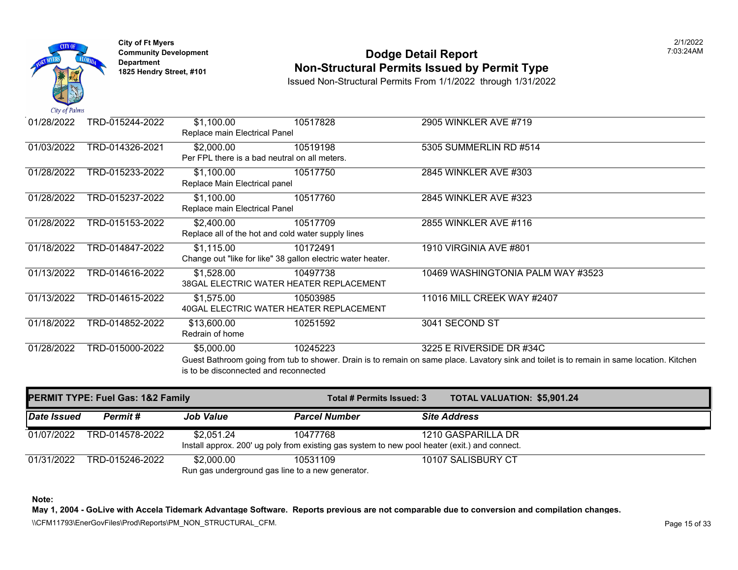City of Ft Myers
Community Development Department
1825 Hendry Street, #101

# Dodge Detail Report
## Non-Structural Permits Issued by Permit Type

Issued Non-Structural Permits From 1/1/2022 through 1/31/2022

| Date Issued | Permit # | Job Value | Parcel Number | Site Address |
|---|---|---|---|---|
| 01/28/2022 | TRD-015244-2022 | $1,100.00 | 10517828 | 2905 WINKLER AVE #719 |
| | | Replace main Electrical Panel | | |
| 01/03/2022 | TRD-014326-2021 | $2,000.00 | 10519198 | 5305 SUMMERLIN RD #514 |
| | | Per FPL there is a bad neutral on all meters. | | |
| 01/28/2022 | TRD-015233-2022 | $1,100.00 | 10517750 | 2845 WINKLER AVE #303 |
| | | Replace Main Electrical panel | | |
| 01/28/2022 | TRD-015237-2022 | $1,100.00 | 10517760 | 2845 WINKLER AVE #323 |
| | | Replace main Electrical Panel | | |
| 01/28/2022 | TRD-015153-2022 | $2,400.00 | 10517709 | 2855 WINKLER AVE #116 |
| | | Replace all of the hot and cold water supply lines | | |
| 01/18/2022 | TRD-014847-2022 | $1,115.00 | 10172491 | 1910 VIRGINIA AVE #801 |
| | | Change out "like for like" 38 gallon electric water heater. | | |
| 01/13/2022 | TRD-014616-2022 | $1,528.00 | 10497738 | 10469 WASHINGTONIA PALM WAY #3523 |
| | | 38GAL ELECTRIC WATER HEATER REPLACEMENT | | |
| 01/13/2022 | TRD-014615-2022 | $1,575.00 | 10503985 | 11016 MILL CREEK WAY #2407 |
| | | 40GAL ELECTRIC WATER HEATER REPLACEMENT | | |
| 01/18/2022 | TRD-014852-2022 | $13,600.00 | 10251592 | 3041 SECOND ST |
| | | Redrain of home | | |
| 01/28/2022 | TRD-015000-2022 | $5,000.00 | 10245223 | 3225 E RIVERSIDE DR #34C |
| | | Guest Bathroom going from tub to shower. Drain is to remain on same place. Lavatory sink and toilet is to remain in same location. Kitchen is to be disconnected and reconnected | | |

**PERMIT TYPE: Fuel Gas: 1&2 Family** | **Total # Permits Issued: 3** | **TOTAL VALUATION: $5,901.24**

| Date Issued | Permit # | Job Value | Parcel Number | Site Address |
|---|---|---|---|---|
| 01/07/2022 | TRD-014578-2022 | $2,051.24 | 10477768 | 1210 GASPARILLA DR |
| | | Install approx. 200' ug poly from existing gas system to new pool heater (exit.) and connect. | | |
| 01/31/2022 | TRD-015246-2022 | $2,000.00 | 10531109 | 10107 SALISBURY CT |
| | | Run gas underground gas line to a new generator. | | |

**Note:**
**May 1, 2004 - GoLive with Accela Tidemark Advantage Software. Reports previous are not comparable due to conversion and compilation changes.**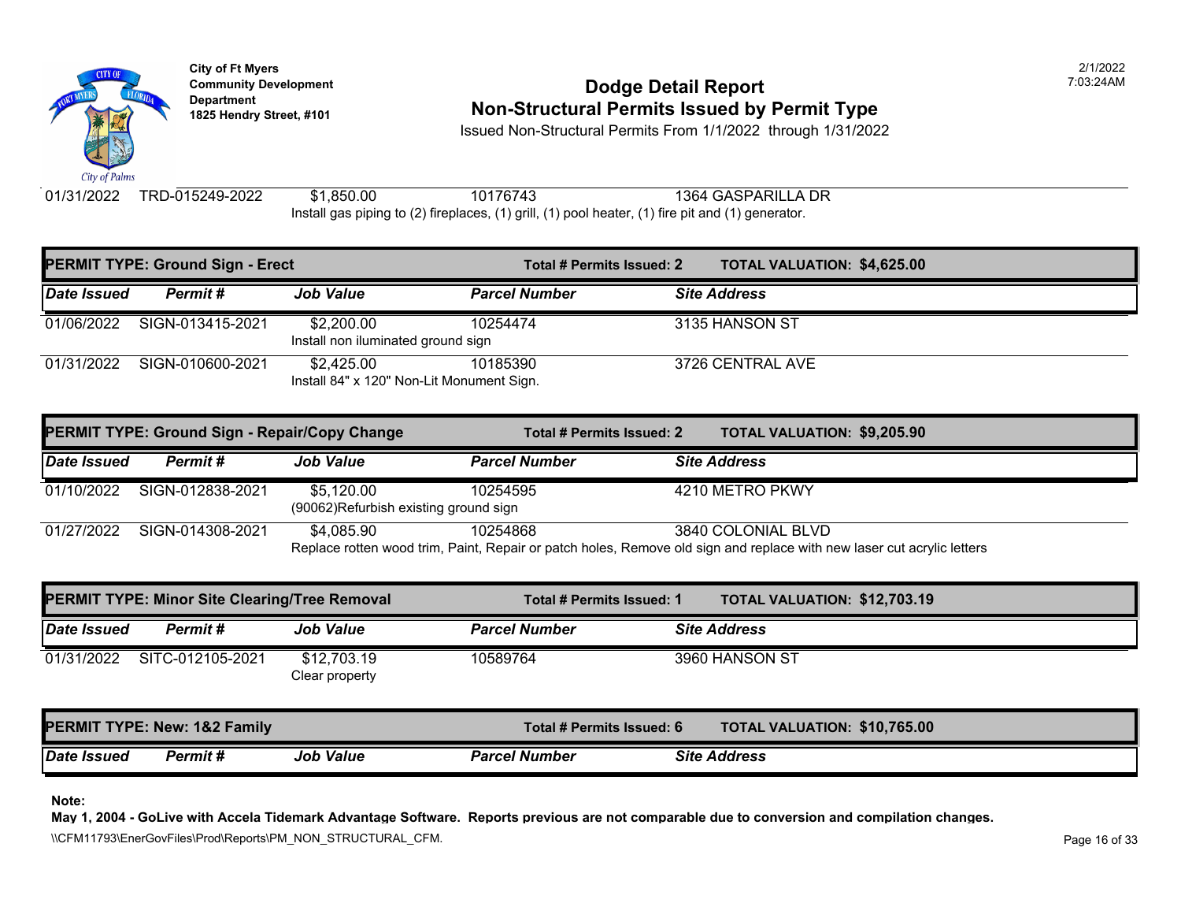| Date Issued | Permit # | Job Value | Parcel Number | Site Address |
|---|---|---|---|---|
| 01/31/2022 | TRD-015249-2022 | $1,850.00 | 10176743 | 1364 GASPARILLA DR |
| | | Install gas piping to (2) fireplaces, (1) grill, (1) pool heater, (1) fire pit and (1) generator. | | |

## PERMIT TYPE: Ground Sign - Erect

**Total # Permits Issued: 2** | **TOTAL VALUATION: $4,625.00**

| Date Issued | Permit # | Job Value | Parcel Number | Site Address |
|---|---|---|---|---|
| 01/06/2022 | SIGN-013415-2021 | $2,200.00 | 10254474 | 3135 HANSON ST |
| | | Install non iluminated ground sign | | |
| 01/31/2022 | SIGN-010600-2021 | $2,425.00 | 10185390 | 3726 CENTRAL AVE |
| | | Install 84" x 120" Non-Lit Monument Sign. | | |

## PERMIT TYPE: Ground Sign - Repair/Copy Change

**Total # Permits Issued: 2** | **TOTAL VALUATION: $9,205.90**

| Date Issued | Permit # | Job Value | Parcel Number | Site Address |
|---|---|---|---|---|
| 01/10/2022 | SIGN-012838-2021 | $5,120.00 | 10254595 | 4210 METRO PKWY |
| | | (90062)Refurbish existing ground sign | | |
| 01/27/2022 | SIGN-014308-2021 | $4,085.90 | 10254868 | 3840 COLONIAL BLVD |
| | | Replace rotten wood trim, Paint, Repair or patch holes, Remove old sign and replace with new laser cut acrylic letters | | |

## PERMIT TYPE: Minor Site Clearing/Tree Removal

**Total # Permits Issued: 1** | **TOTAL VALUATION: $12,703.19**

| Date Issued | Permit # | Job Value | Parcel Number | Site Address |
|---|---|---|---|---|
| 01/31/2022 | SITC-012105-2021 | $12,703.19 | 10589764 | 3960 HANSON ST |
| | | Clear property | | |

## PERMIT TYPE: New: 1&2 Family

**Total # Permits Issued: 6** | **TOTAL VALUATION: $10,765.00**

| Date Issued | Permit # | Job Value | Parcel Number | Site Address |
|---|---|---|---|---|

**Note:**

**May 1, 2004 - GoLive with Accela Tidemark Advantage Software. Reports previous are not comparable due to conversion and compilation changes.**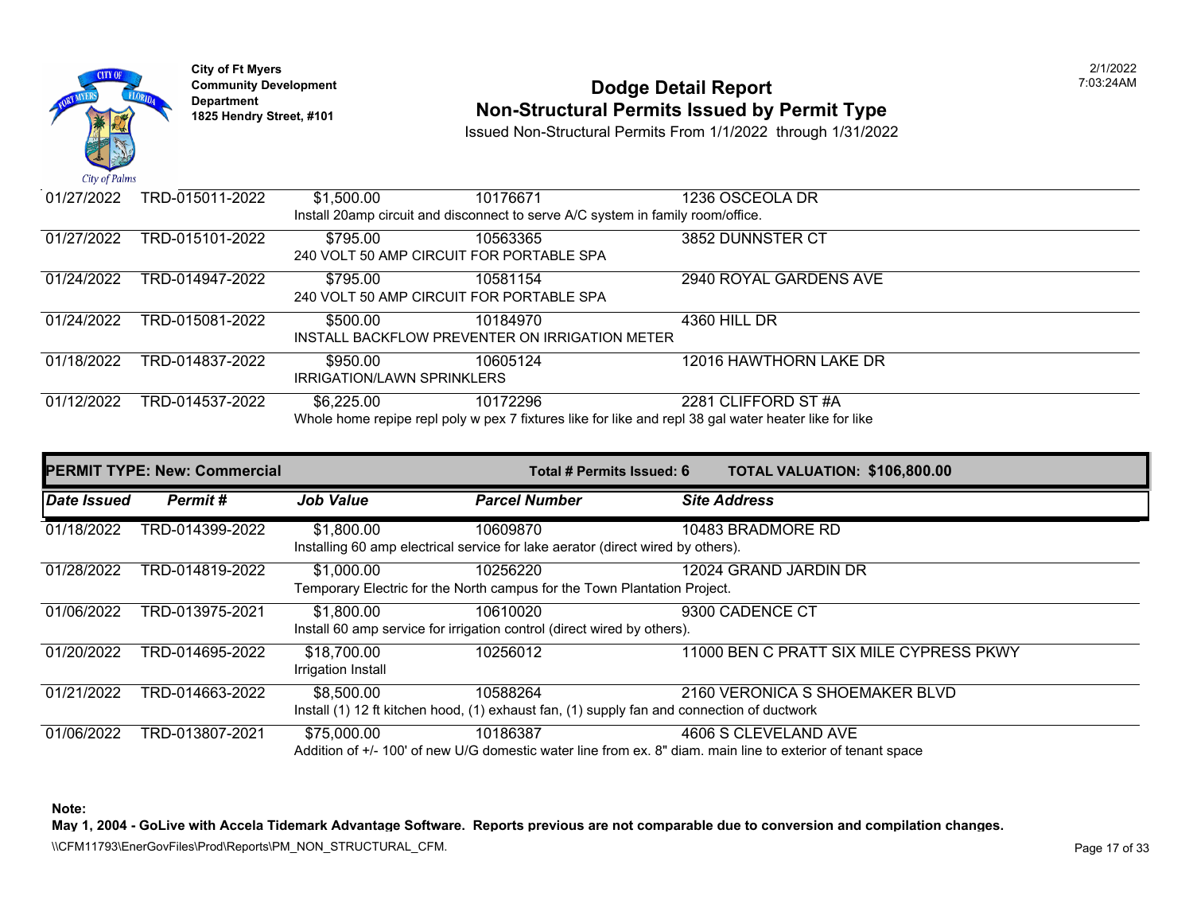City of Ft Myers
Community Development Department
1825 Hendry Street, #101

# Dodge Detail Report
## Non-Structural Permits Issued by Permit Type

Issued Non-Structural Permits From 1/1/2022 through 1/31/2022

| Date Issued | Permit # | Job Value | Parcel Number | Site Address |
|---|---|---|---|---|
| 01/27/2022 | TRD-015011-2022 | $1,500.00 | 10176671 | 1236 OSCEOLA DR |
| | | Install 20amp circuit and disconnect to serve A/C system in family room/office. | | |
| 01/27/2022 | TRD-015101-2022 | $795.00 | 10563365 | 3852 DUNNSTER CT |
| | | 240 VOLT 50 AMP CIRCUIT FOR PORTABLE SPA | | |
| 01/24/2022 | TRD-014947-2022 | $795.00 | 10581154 | 2940 ROYAL GARDENS AVE |
| | | 240 VOLT 50 AMP CIRCUIT FOR PORTABLE SPA | | |
| 01/24/2022 | TRD-015081-2022 | $500.00 | 10184970 | 4360 HILL DR |
| | | INSTALL BACKFLOW PREVENTER ON IRRIGATION METER | | |
| 01/18/2022 | TRD-014837-2022 | $950.00 | 10605124 | 12016 HAWTHORN LAKE DR |
| | | IRRIGATION/LAWN SPRINKLERS | | |
| 01/12/2022 | TRD-014537-2022 | $6,225.00 | 10172296 | 2281 CLIFFORD ST #A |
| | | Whole home repipe repl poly w pex 7 fixtures like for like and repl 38 gal water heater like for like | | |

**PERMIT TYPE: New: Commercial** — **Total # Permits Issued: 6** — **TOTAL VALUATION: $106,800.00**

| Date Issued | Permit # | Job Value | Parcel Number | Site Address |
|---|---|---|---|---|
| 01/18/2022 | TRD-014399-2022 | $1,800.00 | 10609870 | 10483 BRADMORE RD |
| | | Installing 60 amp electrical service for lake aerator (direct wired by others). | | |
| 01/28/2022 | TRD-014819-2022 | $1,000.00 | 10256220 | 12024 GRAND JARDIN DR |
| | | Temporary Electric for the North campus for the Town Plantation Project. | | |
| 01/06/2022 | TRD-013975-2021 | $1,800.00 | 10610020 | 9300 CADENCE CT |
| | | Install 60 amp service for irrigation control (direct wired by others). | | |
| 01/20/2022 | TRD-014695-2022 | $18,700.00 | 10256012 | 11000 BEN C PRATT SIX MILE CYPRESS PKWY |
| | | Irrigation Install | | |
| 01/21/2022 | TRD-014663-2022 | $8,500.00 | 10588264 | 2160 VERONICA S SHOEMAKER BLVD |
| | | Install (1) 12 ft kitchen hood, (1) exhaust fan, (1) supply fan and connection of ductwork | | |
| 01/06/2022 | TRD-013807-2021 | $75,000.00 | 10186387 | 4606 S CLEVELAND AVE |
| | | Addition of +/- 100' of new U/G domestic water line from ex. 8" diam. main line to exterior of tenant space | | |

**Note:**
**May 1, 2004 - GoLive with Accela Tidemark Advantage Software. Reports previous are not comparable due to conversion and compilation changes.**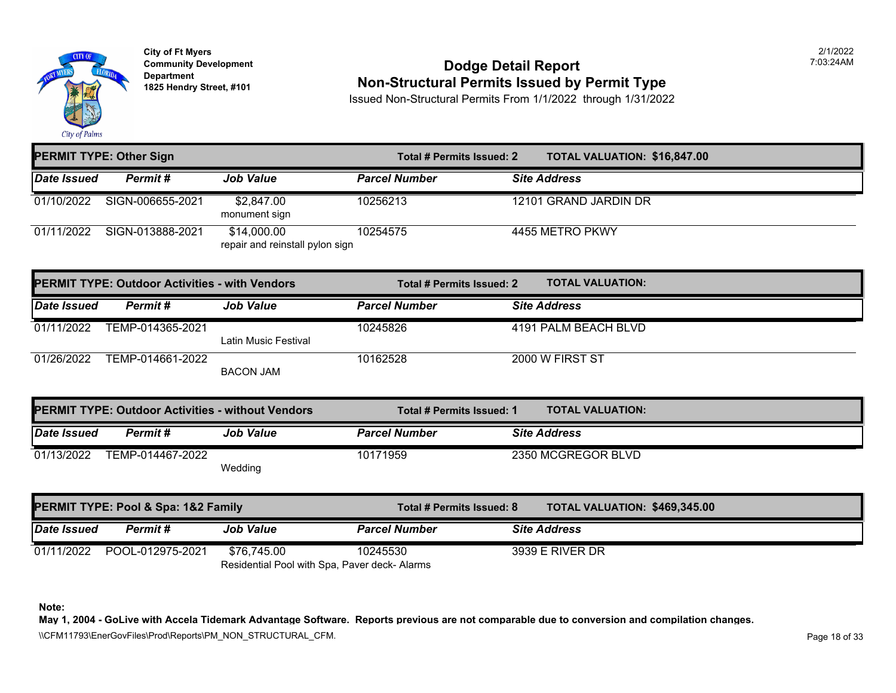City of Ft Myers
Community Development Department
1825 Hendry Street, #101

# Dodge Detail Report
## Non-Structural Permits Issued by Permit Type

Issued Non-Structural Permits From 1/1/2022 through 1/31/2022

2/1/2022
7:03:24AM

### PERMIT TYPE: Other Sign — Total # Permits Issued: 2 — TOTAL VALUATION: $16,847.00

| Date Issued | Permit # | Job Value | Parcel Number | Site Address |
|---|---|---|---|---|
| 01/10/2022 | SIGN-006655-2021 | $2,847.00<br>monument sign | 10256213 | 12101 GRAND JARDIN DR |
| 01/11/2022 | SIGN-013888-2021 | $14,000.00<br>repair and reinstall pylon sign | 10254575 | 4455 METRO PKWY |

### PERMIT TYPE: Outdoor Activities - with Vendors — Total # Permits Issued: 2 — TOTAL VALUATION:

| Date Issued | Permit # | Job Value | Parcel Number | Site Address |
|---|---|---|---|---|
| 01/11/2022 | TEMP-014365-2021 | Latin Music Festival | 10245826 | 4191 PALM BEACH BLVD |
| 01/26/2022 | TEMP-014661-2022 | BACON JAM | 10162528 | 2000 W FIRST ST |

### PERMIT TYPE: Outdoor Activities - without Vendors — Total # Permits Issued: 1 — TOTAL VALUATION:

| Date Issued | Permit # | Job Value | Parcel Number | Site Address |
|---|---|---|---|---|
| 01/13/2022 | TEMP-014467-2022 | Wedding | 10171959 | 2350 MCGREGOR BLVD |

### PERMIT TYPE: Pool & Spa: 1&2 Family — Total # Permits Issued: 8 — TOTAL VALUATION: $469,345.00

| Date Issued | Permit # | Job Value | Parcel Number | Site Address |
|---|---|---|---|---|
| 01/11/2022 | POOL-012975-2021 | $76,745.00<br>Residential Pool with Spa, Paver deck- Alarms | 10245530 | 3939 E RIVER DR |

**Note:**
**May 1, 2004 - GoLive with Accela Tidemark Advantage Software. Reports previous are not comparable due to conversion and compilation changes.**

\\CFM11793\EnerGovFiles\Prod\Reports\PM_NON_STRUCTURAL_CFM.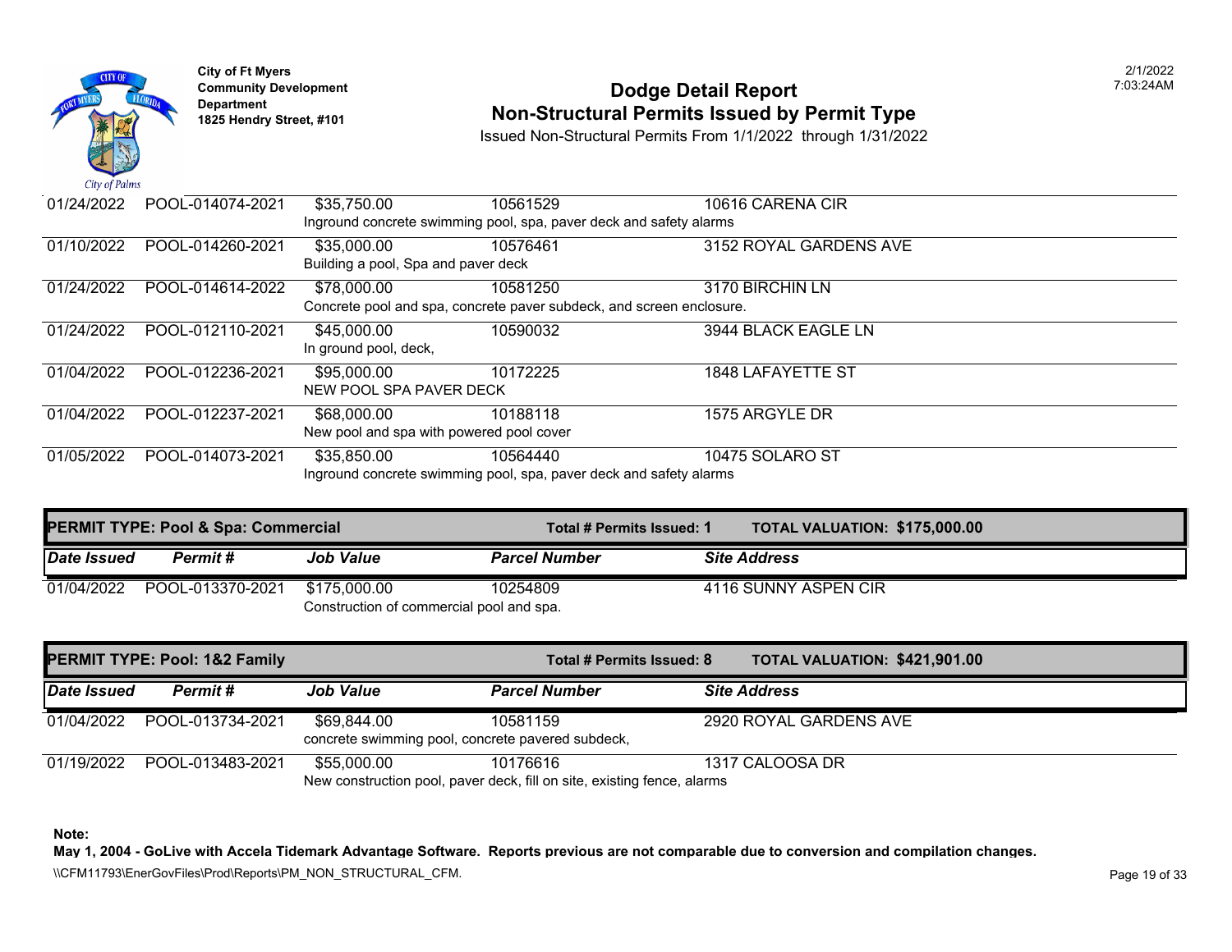| Date Issued | Permit # | Job Value | Parcel Number | Site Address |
|---|---|---|---|---|
| 01/24/2022 | POOL-014074-2021 | $35,750.00 | 10561529 | 10616 CARENA CIR |
| | | Inground concrete swimming pool, spa, paver deck and safety alarms | | |
| 01/10/2022 | POOL-014260-2021 | $35,000.00 | 10576461 | 3152 ROYAL GARDENS AVE |
| | | Building a pool, Spa and paver deck | | |
| 01/24/2022 | POOL-014614-2022 | $78,000.00 | 10581250 | 3170 BIRCHIN LN |
| | | Concrete pool and spa, concrete paver subdeck, and screen enclosure. | | |
| 01/24/2022 | POOL-012110-2021 | $45,000.00 | 10590032 | 3944 BLACK EAGLE LN |
| | | In ground pool, deck, | | |
| 01/04/2022 | POOL-012236-2021 | $95,000.00 | 10172225 | 1848 LAFAYETTE ST |
| | | NEW POOL SPA PAVER DECK | | |
| 01/04/2022 | POOL-012237-2021 | $68,000.00 | 10188118 | 1575 ARGYLE DR |
| | | New pool and spa with powered pool cover | | |
| 01/05/2022 | POOL-014073-2021 | $35,850.00 | 10564440 | 10475 SOLARO ST |
| | | Inground concrete swimming pool, spa, paver deck and safety alarms | | |

**PERMIT TYPE: Pool & Spa: Commercial** — **Total # Permits Issued: 1** — **TOTAL VALUATION: $175,000.00**

| Date Issued | Permit # | Job Value | Parcel Number | Site Address |
|---|---|---|---|---|
| 01/04/2022 | POOL-013370-2021 | $175,000.00 | 10254809 | 4116 SUNNY ASPEN CIR |
| | | Construction of commercial pool and spa. | | |

**PERMIT TYPE: Pool: 1&2 Family** — **Total # Permits Issued: 8** — **TOTAL VALUATION: $421,901.00**

| Date Issued | Permit # | Job Value | Parcel Number | Site Address |
|---|---|---|---|---|
| 01/04/2022 | POOL-013734-2021 | $69,844.00 | 10581159 | 2920 ROYAL GARDENS AVE |
| | | concrete swimming pool, concrete pavered subdeck, | | |
| 01/19/2022 | POOL-013483-2021 | $55,000.00 | 10176616 | 1317 CALOOSA DR |
| | | New construction pool, paver deck, fill on site, existing fence, alarms | | |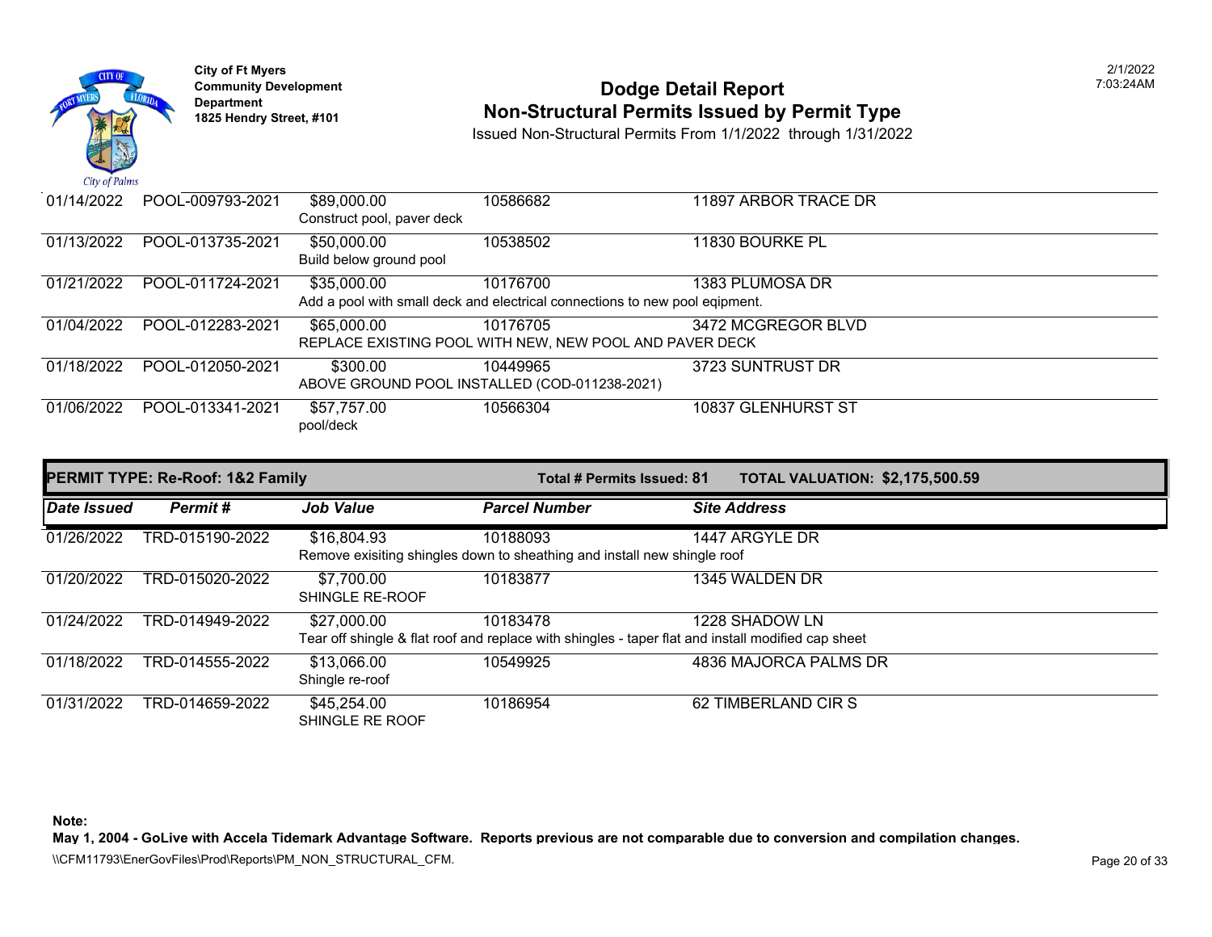| Date Issued | Permit # | Job Value | Parcel Number | Site Address |
|---|---|---|---|---|
| 01/14/2022 | POOL-009793-2021 | $89,000.00 | 10586682 | 11897 ARBOR TRACE DR |
| | | Construct pool, paver deck | | |
| 01/13/2022 | POOL-013735-2021 | $50,000.00 | 10538502 | 11830 BOURKE PL |
| | | Build below ground pool | | |
| 01/21/2022 | POOL-011724-2021 | $35,000.00 | 10176700 | 1383 PLUMOSA DR |
| | | Add a pool with small deck and electrical connections to new pool eqipment. | | |
| 01/04/2022 | POOL-012283-2021 | $65,000.00 | 10176705 | 3472 MCGREGOR BLVD |
| | | REPLACE EXISTING POOL WITH NEW, NEW POOL AND PAVER DECK | | |
| 01/18/2022 | POOL-012050-2021 | $300.00 | 10449965 | 3723 SUNTRUST DR |
| | | ABOVE GROUND POOL INSTALLED (COD-011238-2021) | | |
| 01/06/2022 | POOL-013341-2021 | $57,757.00 | 10566304 | 10837 GLENHURST ST |
| | | pool/deck | | |

**PERMIT TYPE: Re-Roof: 1&2 Family** — **Total # Permits Issued: 81** — **TOTAL VALUATION: $2,175,500.59**

| Date Issued | Permit # | Job Value | Parcel Number | Site Address |
|---|---|---|---|---|
| 01/26/2022 | TRD-015190-2022 | $16,804.93 | 10188093 | 1447 ARGYLE DR |
| | | Remove exisiting shingles down to sheathing and install new shingle roof | | |
| 01/20/2022 | TRD-015020-2022 | $7,700.00 | 10183877 | 1345 WALDEN DR |
| | | SHINGLE RE-ROOF | | |
| 01/24/2022 | TRD-014949-2022 | $27,000.00 | 10183478 | 1228 SHADOW LN |
| | | Tear off shingle & flat roof and replace with shingles - taper flat and install modified cap sheet | | |
| 01/18/2022 | TRD-014555-2022 | $13,066.00 | 10549925 | 4836 MAJORCA PALMS DR |
| | | Shingle re-roof | | |
| 01/31/2022 | TRD-014659-2022 | $45,254.00 | 10186954 | 62 TIMBERLAND CIR S |
| | | SHINGLE RE ROOF | | |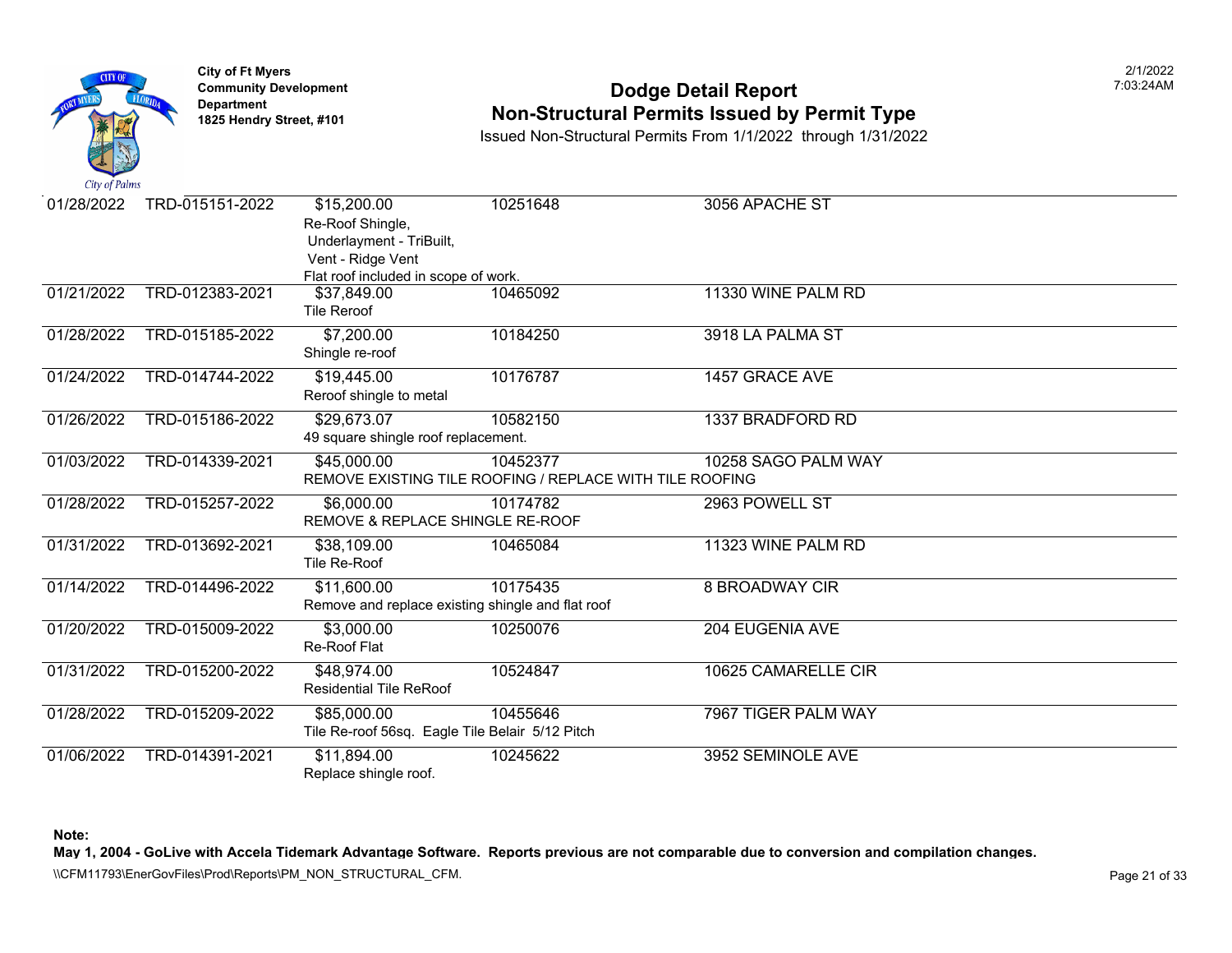City of Ft Myers
Community Development Department
1825 Hendry Street, #101

# Dodge Detail Report
## Non-Structural Permits Issued by Permit Type

Issued Non-Structural Permits From 1/1/2022 through 1/31/2022

| Date | Permit | Valuation / Description | Parcel | Address |
|---|---|---|---|---|
| 01/28/2022 | TRD-015151-2022 | $15,200.00<br>Re-Roof Shingle,<br>Underlayment - TriBuilt,<br>Vent - Ridge Vent<br>Flat roof included in scope of work. | 10251648 | 3056 APACHE ST |
| 01/21/2022 | TRD-012383-2021 | $37,849.00<br>Tile Reroof | 10465092 | 11330 WINE PALM RD |
| 01/28/2022 | TRD-015185-2022 | $7,200.00<br>Shingle re-roof | 10184250 | 3918 LA PALMA ST |
| 01/24/2022 | TRD-014744-2022 | $19,445.00<br>Reroof shingle to metal | 10176787 | 1457 GRACE AVE |
| 01/26/2022 | TRD-015186-2022 | $29,673.07<br>49 square shingle roof replacement. | 10582150 | 1337 BRADFORD RD |
| 01/03/2022 | TRD-014339-2021 | $45,000.00<br>REMOVE EXISTING TILE ROOFING / REPLACE WITH TILE ROOFING | 10452377 | 10258 SAGO PALM WAY |
| 01/28/2022 | TRD-015257-2022 | $6,000.00<br>REMOVE & REPLACE SHINGLE RE-ROOF | 10174782 | 2963 POWELL ST |
| 01/31/2022 | TRD-013692-2021 | $38,109.00<br>Tile Re-Roof | 10465084 | 11323 WINE PALM RD |
| 01/14/2022 | TRD-014496-2022 | $11,600.00<br>Remove and replace existing shingle and flat roof | 10175435 | 8 BROADWAY CIR |
| 01/20/2022 | TRD-015009-2022 | $3,000.00<br>Re-Roof Flat | 10250076 | 204 EUGENIA AVE |
| 01/31/2022 | TRD-015200-2022 | $48,974.00<br>Residential Tile ReRoof | 10524847 | 10625 CAMARELLE CIR |
| 01/28/2022 | TRD-015209-2022 | $85,000.00<br>Tile Re-roof 56sq. Eagle Tile Belair 5/12 Pitch | 10455646 | 7967 TIGER PALM WAY |
| 01/06/2022 | TRD-014391-2021 | $11,894.00<br>Replace shingle roof. | 10245622 | 3952 SEMINOLE AVE |

**Note:**
**May 1, 2004 - GoLive with Accela Tidemark Advantage Software. Reports previous are not comparable due to conversion and compilation changes.**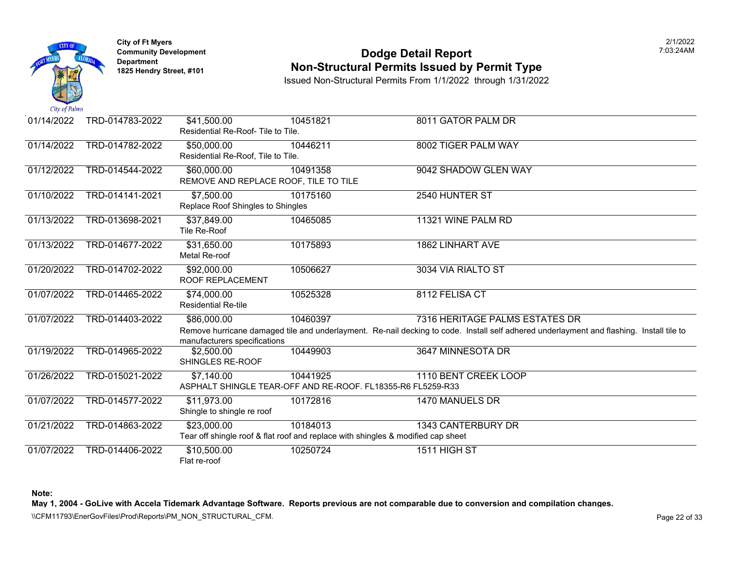City of Ft Myers
Community Development Department
1825 Hendry Street, #101

# Dodge Detail Report
## Non-Structural Permits Issued by Permit Type

Issued Non-Structural Permits From 1/1/2022 through 1/31/2022

| Date | Permit | Value | Parcel | Address / Description |
|---|---|---|---|---|
| 01/14/2022 | TRD-014783-2022 | $41,500.00 | 10451821 | 8011 GATOR PALM DR |
| | | Residential Re-Roof- Tile to Tile. | | |
| 01/14/2022 | TRD-014782-2022 | $50,000.00 | 10446211 | 8002 TIGER PALM WAY |
| | | Residential Re-Roof, Tile to Tile. | | |
| 01/12/2022 | TRD-014544-2022 | $60,000.00 | 10491358 | 9042 SHADOW GLEN WAY |
| | | REMOVE AND REPLACE ROOF, TILE TO TILE | | |
| 01/10/2022 | TRD-014141-2021 | $7,500.00 | 10175160 | 2540 HUNTER ST |
| | | Replace Roof Shingles to Shingles | | |
| 01/13/2022 | TRD-013698-2021 | $37,849.00 | 10465085 | 11321 WINE PALM RD |
| | | Tile Re-Roof | | |
| 01/13/2022 | TRD-014677-2022 | $31,650.00 | 10175893 | 1862 LINHART AVE |
| | | Metal Re-roof | | |
| 01/20/2022 | TRD-014702-2022 | $92,000.00 | 10506627 | 3034 VIA RIALTO ST |
| | | ROOF REPLACEMENT | | |
| 01/07/2022 | TRD-014465-2022 | $74,000.00 | 10525328 | 8112 FELISA CT |
| | | Residential Re-tile | | |
| 01/07/2022 | TRD-014403-2022 | $86,000.00 | 10460397 | 7316 HERITAGE PALMS ESTATES DR |
| | | Remove hurricane damaged tile and underlayment. Re-nail decking to code. Install self adhered underlayment and flashing. Install tile to manufacturers specifications | | |
| 01/19/2022 | TRD-014965-2022 | $2,500.00 | 10449903 | 3647 MINNESOTA DR |
| | | SHINGLES RE-ROOF | | |
| 01/26/2022 | TRD-015021-2022 | $7,140.00 | 10441925 | 1110 BENT CREEK LOOP |
| | | ASPHALT SHINGLE TEAR-OFF AND RE-ROOF. FL18355-R6 FL5259-R33 | | |
| 01/07/2022 | TRD-014577-2022 | $11,973.00 | 10172816 | 1470 MANUELS DR |
| | | Shingle to shingle re roof | | |
| 01/21/2022 | TRD-014863-2022 | $23,000.00 | 10184013 | 1343 CANTERBURY DR |
| | | Tear off shingle roof & flat roof and replace with shingles & modified cap sheet | | |
| 01/07/2022 | TRD-014406-2022 | $10,500.00 | 10250724 | 1511 HIGH ST |
| | | Flat re-roof | | |

**Note:**
**May 1, 2004 - GoLive with Accela Tidemark Advantage Software. Reports previous are not comparable due to conversion and compilation changes.**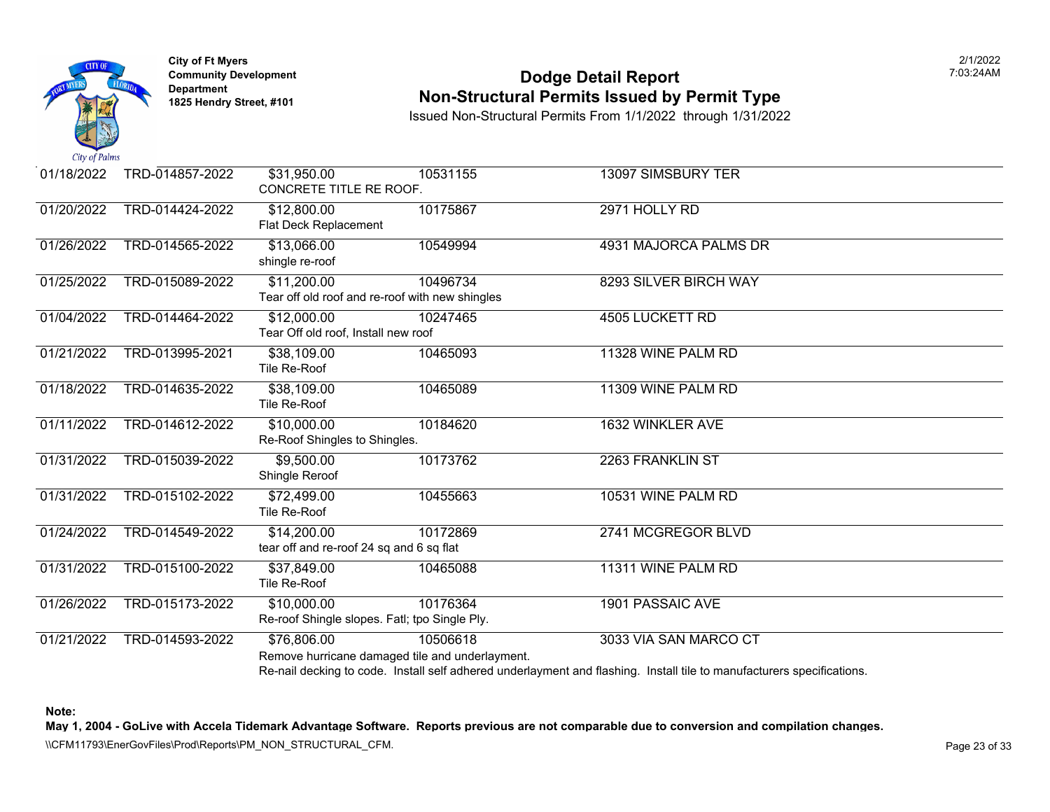City of Ft Myers
Community Development Department
1825 Hendry Street, #101

# Dodge Detail Report
## Non-Structural Permits Issued by Permit Type

Issued Non-Structural Permits From 1/1/2022 through 1/31/2022

| Date | Permit | Value / Description | Parcel | Address |
|---|---|---|---|---|
| 01/18/2022 | TRD-014857-2022 | $31,950.00<br>CONCRETE TITLE RE ROOF. | 10531155 | 13097 SIMSBURY TER |
| 01/20/2022 | TRD-014424-2022 | $12,800.00<br>Flat Deck Replacement | 10175867 | 2971 HOLLY RD |
| 01/26/2022 | TRD-014565-2022 | $13,066.00<br>shingle re-roof | 10549994 | 4931 MAJORCA PALMS DR |
| 01/25/2022 | TRD-015089-2022 | $11,200.00<br>Tear off old roof and re-roof with new shingles | 10496734 | 8293 SILVER BIRCH WAY |
| 01/04/2022 | TRD-014464-2022 | $12,000.00<br>Tear Off old roof, Install new roof | 10247465 | 4505 LUCKETT RD |
| 01/21/2022 | TRD-013995-2021 | $38,109.00<br>Tile Re-Roof | 10465093 | 11328 WINE PALM RD |
| 01/18/2022 | TRD-014635-2022 | $38,109.00<br>Tile Re-Roof | 10465089 | 11309 WINE PALM RD |
| 01/11/2022 | TRD-014612-2022 | $10,000.00<br>Re-Roof Shingles to Shingles. | 10184620 | 1632 WINKLER AVE |
| 01/31/2022 | TRD-015039-2022 | $9,500.00<br>Shingle Reroof | 10173762 | 2263 FRANKLIN ST |
| 01/31/2022 | TRD-015102-2022 | $72,499.00<br>Tile Re-Roof | 10455663 | 10531 WINE PALM RD |
| 01/24/2022 | TRD-014549-2022 | $14,200.00<br>tear off and re-roof 24 sq and 6 sq flat | 10172869 | 2741 MCGREGOR BLVD |
| 01/31/2022 | TRD-015100-2022 | $37,849.00<br>Tile Re-Roof | 10465088 | 11311 WINE PALM RD |
| 01/26/2022 | TRD-015173-2022 | $10,000.00<br>Re-roof Shingle slopes. Fatl; tpo Single Ply. | 10176364 | 1901 PASSAIC AVE |
| 01/21/2022 | TRD-014593-2022 | $76,806.00<br>Remove hurricane damaged tile and underlayment.<br>Re-nail decking to code. Install self adhered underlayment and flashing. Install tile to manufacturers specifications. | 10506618 | 3033 VIA SAN MARCO CT |

**Note:**
**May 1, 2004 - GoLive with Accela Tidemark Advantage Software. Reports previous are not comparable due to conversion and compilation changes.**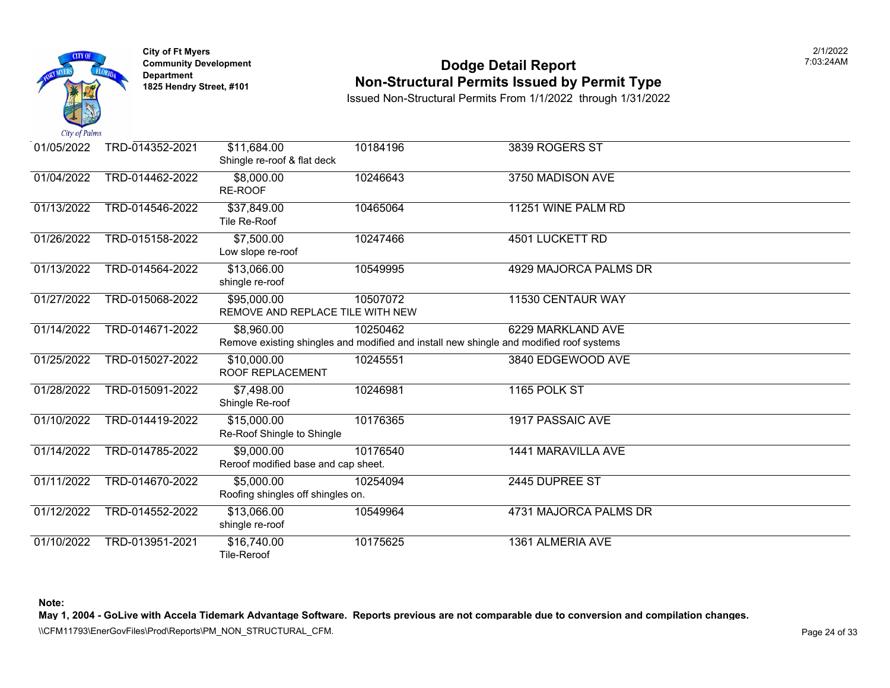**City of Ft Myers**
**Community Development Department**
**1825 Hendry Street, #101**

# Dodge Detail Report
## Non-Structural Permits Issued by Permit Type

Issued Non-Structural Permits From 1/1/2022 through 1/31/2022

2/1/2022 7:03:24AM

| Date | Permit | Valuation / Description | Parcel | Address |
|---|---|---|---|---|
| 01/05/2022 | TRD-014352-2021 | $11,684.00<br>Shingle re-roof & flat deck | 10184196 | 3839 ROGERS ST |
| 01/04/2022 | TRD-014462-2022 | $8,000.00<br>RE-ROOF | 10246643 | 3750 MADISON AVE |
| 01/13/2022 | TRD-014546-2022 | $37,849.00<br>Tile Re-Roof | 10465064 | 11251 WINE PALM RD |
| 01/26/2022 | TRD-015158-2022 | $7,500.00<br>Low slope re-roof | 10247466 | 4501 LUCKETT RD |
| 01/13/2022 | TRD-014564-2022 | $13,066.00<br>shingle re-roof | 10549995 | 4929 MAJORCA PALMS DR |
| 01/27/2022 | TRD-015068-2022 | $95,000.00<br>REMOVE AND REPLACE TILE WITH NEW | 10507072 | 11530 CENTAUR WAY |
| 01/14/2022 | TRD-014671-2022 | $8,960.00<br>Remove existing shingles and modified and install new shingle and modified roof systems | 10250462 | 6229 MARKLAND AVE |
| 01/25/2022 | TRD-015027-2022 | $10,000.00<br>ROOF REPLACEMENT | 10245551 | 3840 EDGEWOOD AVE |
| 01/28/2022 | TRD-015091-2022 | $7,498.00<br>Shingle Re-roof | 10246981 | 1165 POLK ST |
| 01/10/2022 | TRD-014419-2022 | $15,000.00<br>Re-Roof Shingle to Shingle | 10176365 | 1917 PASSAIC AVE |
| 01/14/2022 | TRD-014785-2022 | $9,000.00<br>Reroof modified base and cap sheet. | 10176540 | 1441 MARAVILLA AVE |
| 01/11/2022 | TRD-014670-2022 | $5,000.00<br>Roofing shingles off shingles on. | 10254094 | 2445 DUPREE ST |
| 01/12/2022 | TRD-014552-2022 | $13,066.00<br>shingle re-roof | 10549964 | 4731 MAJORCA PALMS DR |
| 01/10/2022 | TRD-013951-2021 | $16,740.00<br>Tile-Reroof | 10175625 | 1361 ALMERIA AVE |

**Note:**
**May 1, 2004 - GoLive with Accela Tidemark Advantage Software. Reports previous are not comparable due to conversion and compilation changes.**

\\CFM11793\EnerGovFiles\Prod\Reports\PM_NON_STRUCTURAL_CFM.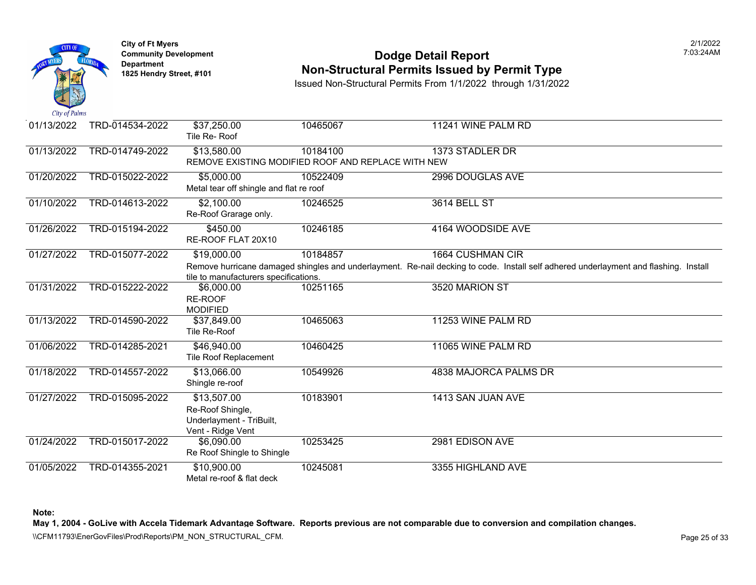**City of Ft Myers**
**Community Development Department**
**1825 Hendry Street, #101**

# Dodge Detail Report
## Non-Structural Permits Issued by Permit Type

Issued Non-Structural Permits From 1/1/2022 through 1/31/2022

| Date | Permit Number | Valuation / Description | Parcel | Address |
|---|---|---|---|---|
| 01/13/2022 | TRD-014534-2022 | $37,250.00<br>Tile Re- Roof | 10465067 | 11241 WINE PALM RD |
| 01/13/2022 | TRD-014749-2022 | $13,580.00<br>REMOVE EXISTING MODIFIED ROOF AND REPLACE WITH NEW | 10184100 | 1373 STADLER DR |
| 01/20/2022 | TRD-015022-2022 | $5,000.00<br>Metal tear off shingle and flat re roof | 10522409 | 2996 DOUGLAS AVE |
| 01/10/2022 | TRD-014613-2022 | $2,100.00<br>Re-Roof Grarage only. | 10246525 | 3614 BELL ST |
| 01/26/2022 | TRD-015194-2022 | $450.00<br>RE-ROOF FLAT 20X10 | 10246185 | 4164 WOODSIDE AVE |
| 01/27/2022 | TRD-015077-2022 | $19,000.00<br>Remove hurricane damaged shingles and underlayment. Re-nail decking to code. Install self adhered underlayment and flashing. Install tile to manufacturers specifications. | 10184857 | 1664 CUSHMAN CIR |
| 01/31/2022 | TRD-015222-2022 | $6,000.00<br>RE-ROOF<br>MODIFIED | 10251165 | 3520 MARION ST |
| 01/13/2022 | TRD-014590-2022 | $37,849.00<br>Tile Re-Roof | 10465063 | 11253 WINE PALM RD |
| 01/06/2022 | TRD-014285-2021 | $46,940.00<br>Tile Roof Replacement | 10460425 | 11065 WINE PALM RD |
| 01/18/2022 | TRD-014557-2022 | $13,066.00<br>Shingle re-roof | 10549926 | 4838 MAJORCA PALMS DR |
| 01/27/2022 | TRD-015095-2022 | $13,507.00<br>Re-Roof Shingle,<br>Underlayment - TriBuilt,<br>Vent - Ridge Vent | 10183901 | 1413 SAN JUAN AVE |
| 01/24/2022 | TRD-015017-2022 | $6,090.00<br>Re Roof Shingle to Shingle | 10253425 | 2981 EDISON AVE |
| 01/05/2022 | TRD-014355-2021 | $10,900.00<br>Metal re-roof & flat deck | 10245081 | 3355 HIGHLAND AVE |

**Note:**
**May 1, 2004 - GoLive with Accela Tidemark Advantage Software. Reports previous are not comparable due to conversion and compilation changes.**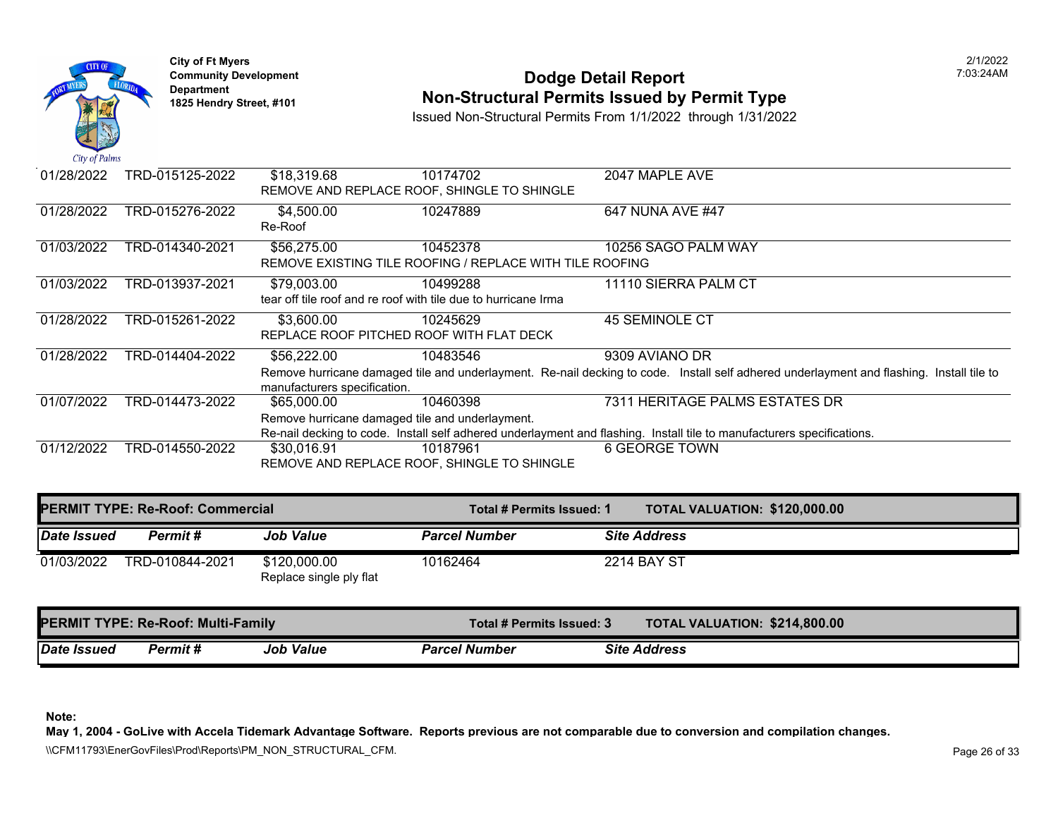**City of Ft Myers**
**Community Development Department**
**1825 Hendry Street, #101**

# Dodge Detail Report
## Non-Structural Permits Issued by Permit Type

Issued Non-Structural Permits From 1/1/2022 through 1/31/2022

2/1/2022
7:03:24AM

| Date Issued | Permit # | Job Value | Parcel Number | Site Address |
|---|---|---|---|---|
| 01/28/2022 | TRD-015125-2022 | $18,319.68 | 10174702 | 2047 MAPLE AVE |
| | | REMOVE AND REPLACE ROOF, SHINGLE TO SHINGLE | | |
| 01/28/2022 | TRD-015276-2022 | $4,500.00 | 10247889 | 647 NUNA AVE #47 |
| | | Re-Roof | | |
| 01/03/2022 | TRD-014340-2021 | $56,275.00 | 10452378 | 10256 SAGO PALM WAY |
| | | REMOVE EXISTING TILE ROOFING / REPLACE WITH TILE ROOFING | | |
| 01/03/2022 | TRD-013937-2021 | $79,003.00 | 10499288 | 11110 SIERRA PALM CT |
| | | tear off tile roof and re roof with tile due to hurricane Irma | | |
| 01/28/2022 | TRD-015261-2022 | $3,600.00 | 10245629 | 45 SEMINOLE CT |
| | | REPLACE ROOF PITCHED ROOF WITH FLAT DECK | | |
| 01/28/2022 | TRD-014404-2022 | $56,222.00 | 10483546 | 9309 AVIANO DR |
| | | Remove hurricane damaged tile and underlayment. Re-nail decking to code. Install self adhered underlayment and flashing. Install tile to manufacturers specification. | | |
| 01/07/2022 | TRD-014473-2022 | $65,000.00 | 10460398 | 7311 HERITAGE PALMS ESTATES DR |
| | | Remove hurricane damaged tile and underlayment. Re-nail decking to code. Install self adhered underlayment and flashing. Install tile to manufacturers specifications. | | |
| 01/12/2022 | TRD-014550-2022 | $30,016.91 | 10187961 | 6 GEORGE TOWN |
| | | REMOVE AND REPLACE ROOF, SHINGLE TO SHINGLE | | |

**PERMIT TYPE: Re-Roof: Commercial** — **Total # Permits Issued: 1** — **TOTAL VALUATION: $120,000.00**

| *Date Issued* | *Permit #* | *Job Value* | *Parcel Number* | *Site Address* |
|---|---|---|---|---|
| 01/03/2022 | TRD-010844-2021 | $120,000.00 | 10162464 | 2214 BAY ST |
| | | Replace single ply flat | | |

**PERMIT TYPE: Re-Roof: Multi-Family** — **Total # Permits Issued: 3** — **TOTAL VALUATION: $214,800.00**

| *Date Issued* | *Permit #* | *Job Value* | *Parcel Number* | *Site Address* |
|---|---|---|---|---|

**Note:**
**May 1, 2004 - GoLive with Accela Tidemark Advantage Software. Reports previous are not comparable due to conversion and compilation changes.**

\\CFM11793\EnerGovFiles\Prod\Reports\PM_NON_STRUCTURAL_CFM.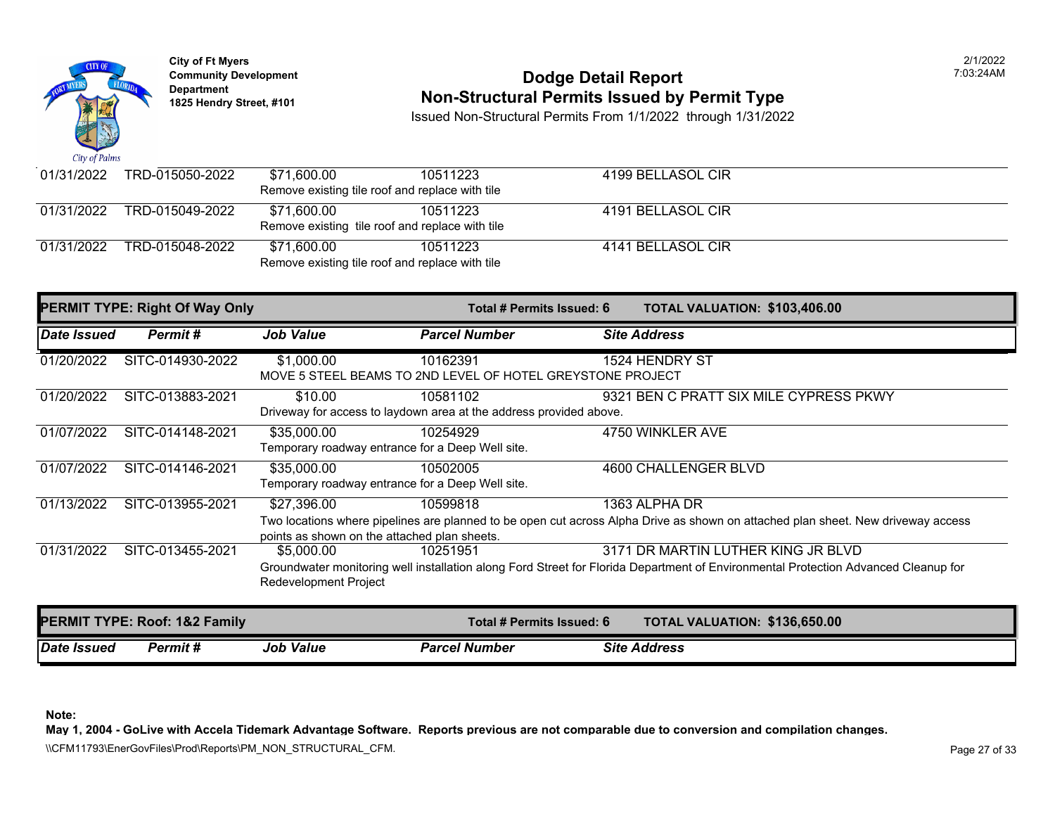City of Ft Myers
Community Development Department
1825 Hendry Street, #101

# Dodge Detail Report
## Non-Structural Permits Issued by Permit Type

Issued Non-Structural Permits From 1/1/2022 through 1/31/2022

| Date Issued | Permit # | Job Value | Parcel Number | Site Address |
|---|---|---|---|---|
| 01/31/2022 | TRD-015050-2022 | $71,600.00 | 10511223 | 4199 BELLASOL CIR |
| | | Remove existing tile roof and replace with tile | | |
| 01/31/2022 | TRD-015049-2022 | $71,600.00 | 10511223 | 4191 BELLASOL CIR |
| | | Remove existing tile roof and replace with tile | | |
| 01/31/2022 | TRD-015048-2022 | $71,600.00 | 10511223 | 4141 BELLASOL CIR |
| | | Remove existing tile roof and replace with tile | | |

**PERMIT TYPE: Right Of Way Only** — **Total # Permits Issued: 6** — **TOTAL VALUATION: $103,406.00**

| Date Issued | Permit # | Job Value | Parcel Number | Site Address |
|---|---|---|---|---|
| 01/20/2022 | SITC-014930-2022 | $1,000.00 | 10162391 | 1524 HENDRY ST |
| | | MOVE 5 STEEL BEAMS TO 2ND LEVEL OF HOTEL GREYSTONE PROJECT | | |
| 01/20/2022 | SITC-013883-2021 | $10.00 | 10581102 | 9321 BEN C PRATT SIX MILE CYPRESS PKWY |
| | | Driveway for access to laydown area at the address provided above. | | |
| 01/07/2022 | SITC-014148-2021 | $35,000.00 | 10254929 | 4750 WINKLER AVE |
| | | Temporary roadway entrance for a Deep Well site. | | |
| 01/07/2022 | SITC-014146-2021 | $35,000.00 | 10502005 | 4600 CHALLENGER BLVD |
| | | Temporary roadway entrance for a Deep Well site. | | |
| 01/13/2022 | SITC-013955-2021 | $27,396.00 | 10599818 | 1363 ALPHA DR |
| | | Two locations where pipelines are planned to be open cut across Alpha Drive as shown on attached plan sheet. New driveway access points as shown on the attached plan sheets. | | |
| 01/31/2022 | SITC-013455-2021 | $5,000.00 | 10251951 | 3171 DR MARTIN LUTHER KING JR BLVD |
| | | Groundwater monitoring well installation along Ford Street for Florida Department of Environmental Protection Advanced Cleanup for Redevelopment Project | | |

**PERMIT TYPE: Roof: 1&2 Family** — **Total # Permits Issued: 6** — **TOTAL VALUATION: $136,650.00**

| Date Issued | Permit # | Job Value | Parcel Number | Site Address |
|---|---|---|---|---|

**Note:**
**May 1, 2004 - GoLive with Accela Tidemark Advantage Software. Reports previous are not comparable due to conversion and compilation changes.**

\\CFM11793\EnerGovFiles\Prod\Reports\PM_NON_STRUCTURAL_CFM.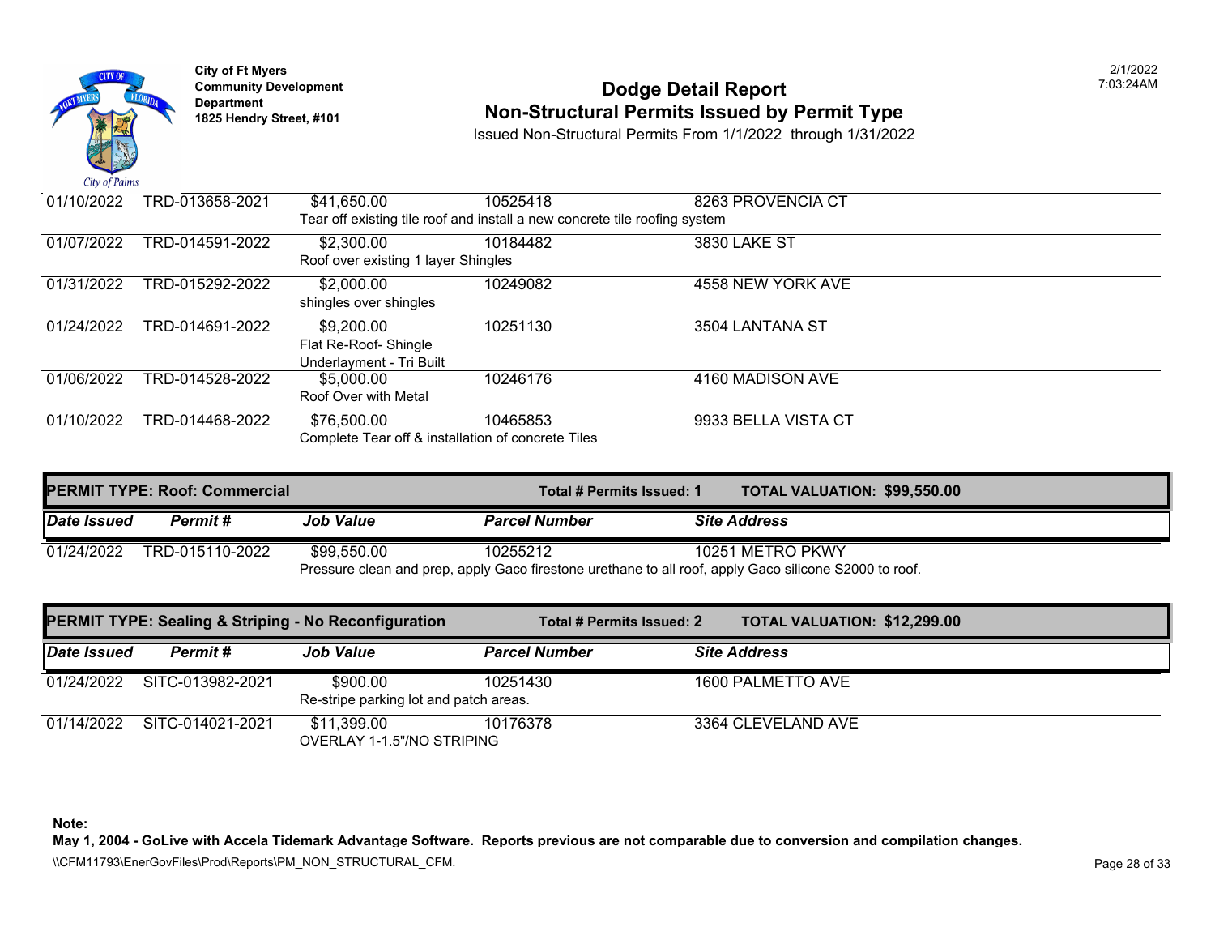City of Ft Myers
Community Development Department
1825 Hendry Street, #101

# Dodge Detail Report
## Non-Structural Permits Issued by Permit Type

Issued Non-Structural Permits From 1/1/2022 through 1/31/2022

| Date Issued | Permit # | Job Value | Parcel Number | Site Address |
|---|---|---|---|---|
| 01/10/2022 | TRD-013658-2021 | $41,650.00 | 10525418 | 8263 PROVENCIA CT |
| | | Tear off existing tile roof and install a new concrete tile roofing system | | |
| 01/07/2022 | TRD-014591-2022 | $2,300.00 | 10184482 | 3830 LAKE ST |
| | | Roof over existing 1 layer Shingles | | |
| 01/31/2022 | TRD-015292-2022 | $2,000.00 | 10249082 | 4558 NEW YORK AVE |
| | | shingles over shingles | | |
| 01/24/2022 | TRD-014691-2022 | $9,200.00 | 10251130 | 3504 LANTANA ST |
| | | Flat Re-Roof- Shingle Underlayment - Tri Built | | |
| 01/06/2022 | TRD-014528-2022 | $5,000.00 | 10246176 | 4160 MADISON AVE |
| | | Roof Over with Metal | | |
| 01/10/2022 | TRD-014468-2022 | $76,500.00 | 10465853 | 9933 BELLA VISTA CT |
| | | Complete Tear off & installation of concrete Tiles | | |

**PERMIT TYPE: Roof: Commercial** — **Total # Permits Issued: 1** — **TOTAL VALUATION: $99,550.00**

| Date Issued | Permit # | Job Value | Parcel Number | Site Address |
|---|---|---|---|---|
| 01/24/2022 | TRD-015110-2022 | $99,550.00 | 10255212 | 10251 METRO PKWY |
| | | Pressure clean and prep, apply Gaco firestone urethane to all roof, apply Gaco silicone S2000 to roof. | | |

**PERMIT TYPE: Sealing & Striping - No Reconfiguration** — **Total # Permits Issued: 2** — **TOTAL VALUATION: $12,299.00**

| Date Issued | Permit # | Job Value | Parcel Number | Site Address |
|---|---|---|---|---|
| 01/24/2022 | SITC-013982-2021 | $900.00 | 10251430 | 1600 PALMETTO AVE |
| | | Re-stripe parking lot and patch areas. | | |
| 01/14/2022 | SITC-014021-2021 | $11,399.00 | 10176378 | 3364 CLEVELAND AVE |
| | | OVERLAY 1-1.5"/NO STRIPING | | |

**Note:**
**May 1, 2004 - GoLive with Accela Tidemark Advantage Software. Reports previous are not comparable due to conversion and compilation changes.**

\\CFM11793\EnerGovFiles\Prod\Reports\PM_NON_STRUCTURAL_CFM.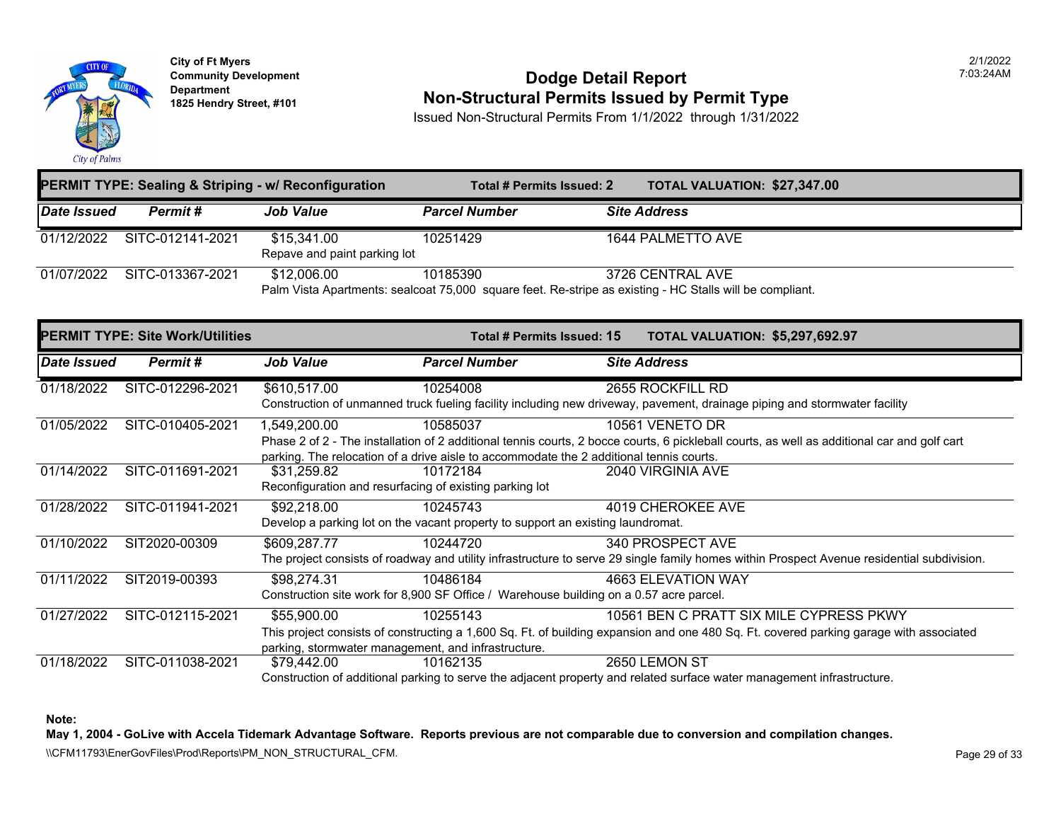City of Ft Myers
Community Development Department
1825 Hendry Street, #101

# Dodge Detail Report
## Non-Structural Permits Issued by Permit Type

Issued Non-Structural Permits From 1/1/2022 through 1/31/2022

2/1/2022
7:03:24AM

### PERMIT TYPE: Sealing & Striping - w/ Reconfiguration — Total # Permits Issued: 2 — TOTAL VALUATION: $27,347.00

| Date Issued | Permit # | Job Value | Parcel Number | Site Address |
|---|---|---|---|---|
| 01/12/2022 | SITC-012141-2021 | $15,341.00 | 10251429 | 1644 PALMETTO AVE |
| | | Repave and paint parking lot | | |
| 01/07/2022 | SITC-013367-2021 | $12,006.00 | 10185390 | 3726 CENTRAL AVE |
| | | Palm Vista Apartments: sealcoat 75,000 square feet. Re-stripe as existing - HC Stalls will be compliant. | | |

### PERMIT TYPE: Site Work/Utilities — Total # Permits Issued: 15 — TOTAL VALUATION: $5,297,692.97

| Date Issued | Permit # | Job Value | Parcel Number | Site Address |
|---|---|---|---|---|
| 01/18/2022 | SITC-012296-2021 | $610,517.00 | 10254008 | 2655 ROCKFILL RD |
| | | Construction of unmanned truck fueling facility including new driveway, pavement, drainage piping and stormwater facility | | |
| 01/05/2022 | SITC-010405-2021 | 1,549,200.00 | 10585037 | 10561 VENETO DR |
| | | Phase 2 of 2 - The installation of 2 additional tennis courts, 2 bocce courts, 6 pickleball courts, as well as additional car and golf cart parking. The relocation of a drive aisle to accommodate the 2 additional tennis courts. | | |
| 01/14/2022 | SITC-011691-2021 | $31,259.82 | 10172184 | 2040 VIRGINIA AVE |
| | | Reconfiguration and resurfacing of existing parking lot | | |
| 01/28/2022 | SITC-011941-2021 | $92,218.00 | 10245743 | 4019 CHEROKEE AVE |
| | | Develop a parking lot on the vacant property to support an existing laundromat. | | |
| 01/10/2022 | SIT2020-00309 | $609,287.77 | 10244720 | 340 PROSPECT AVE |
| | | The project consists of roadway and utility infrastructure to serve 29 single family homes within Prospect Avenue residential subdivision. | | |
| 01/11/2022 | SIT2019-00393 | $98,274.31 | 10486184 | 4663 ELEVATION WAY |
| | | Construction site work for 8,900 SF Office / Warehouse building on a 0.57 acre parcel. | | |
| 01/27/2022 | SITC-012115-2021 | $55,900.00 | 10255143 | 10561 BEN C PRATT SIX MILE CYPRESS PKWY |
| | | This project consists of constructing a 1,600 Sq. Ft. of building expansion and one 480 Sq. Ft. covered parking garage with associated parking, stormwater management, and infrastructure. | | |
| 01/18/2022 | SITC-011038-2021 | $79,442.00 | 10162135 | 2650 LEMON ST |
| | | Construction of additional parking to serve the adjacent property and related surface water management infrastructure. | | |

**Note:**
**May 1, 2004 - GoLive with Accela Tidemark Advantage Software. Reports previous are not comparable due to conversion and compilation changes.**

\\CFM11793\EnerGovFiles\Prod\Reports\PM_NON_STRUCTURAL_CFM.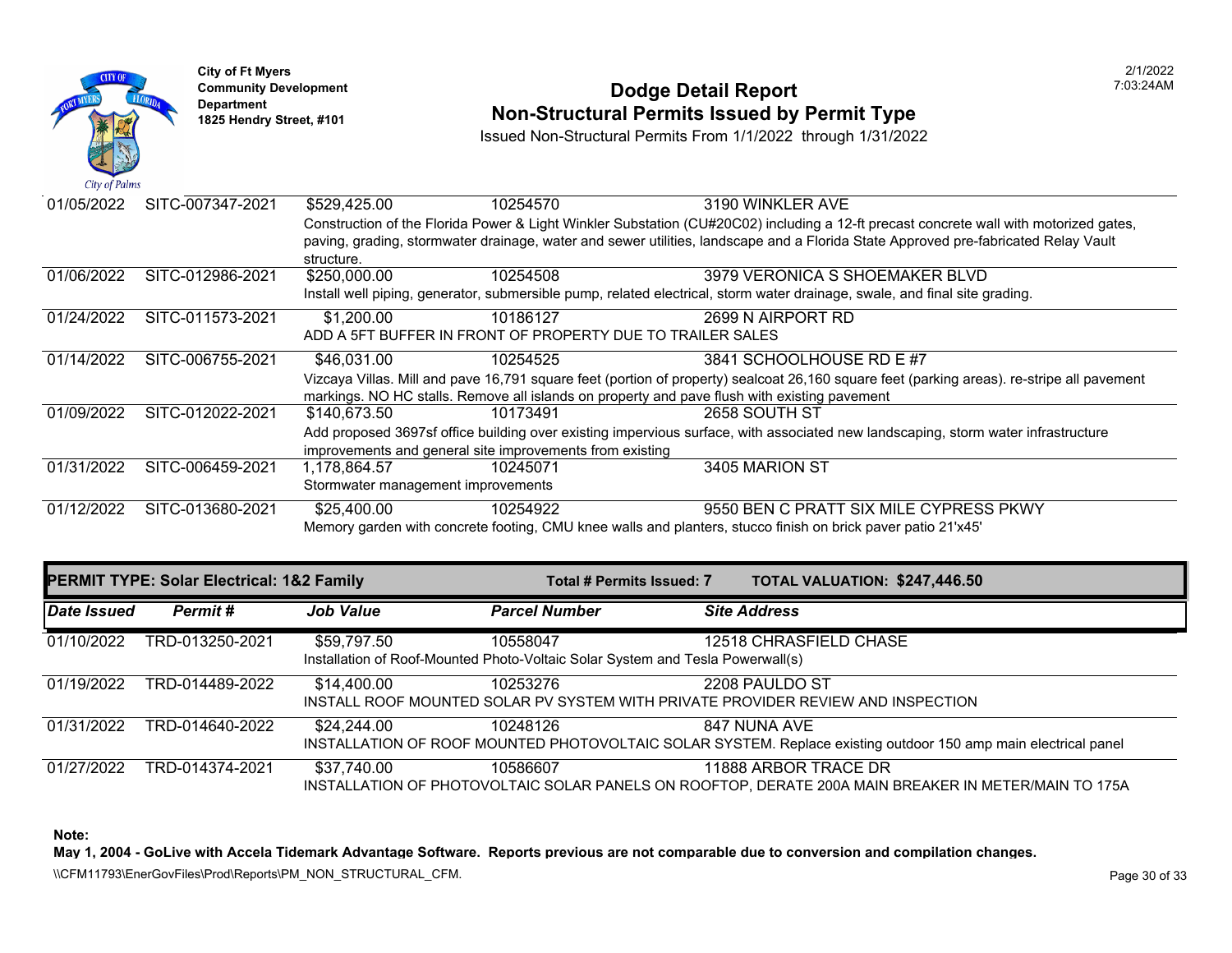**City of Ft Myers**
**Community Development Department**
**1825 Hendry Street, #101**

# Dodge Detail Report
## Non-Structural Permits Issued by Permit Type

Issued Non-Structural Permits From 1/1/2022 through 1/31/2022

2/1/2022
7:03:24AM

| Date Issued | Permit # | Job Value | Parcel Number | Site Address |
|---|---|---|---|---|
| 01/05/2022 | SITC-007347-2021 | $529,425.00 | 10254570 | 3190 WINKLER AVE |
| | | Construction of the Florida Power & Light Winkler Substation (CU#20C02) including a 12-ft precast concrete wall with motorized gates, paving, grading, stormwater drainage, water and sewer utilities, landscape and a Florida State Approved pre-fabricated Relay Vault structure. | | |
| 01/06/2022 | SITC-012986-2021 | $250,000.00 | 10254508 | 3979 VERONICA S SHOEMAKER BLVD |
| | | Install well piping, generator, submersible pump, related electrical, storm water drainage, swale, and final site grading. | | |
| 01/24/2022 | SITC-011573-2021 | $1,200.00 | 10186127 | 2699 N AIRPORT RD |
| | | ADD A 5FT BUFFER IN FRONT OF PROPERTY DUE TO TRAILER SALES | | |
| 01/14/2022 | SITC-006755-2021 | $46,031.00 | 10254525 | 3841 SCHOOLHOUSE RD E #7 |
| | | Vizcaya Villas. Mill and pave 16,791 square feet (portion of property) sealcoat 26,160 square feet (parking areas). re-stripe all pavement markings. NO HC stalls. Remove all islands on property and pave flush with existing pavement | | |
| 01/09/2022 | SITC-012022-2021 | $140,673.50 | 10173491 | 2658 SOUTH ST |
| | | Add proposed 3697sf office building over existing impervious surface, with associated new landscaping, storm water infrastructure improvements and general site improvements from existing | | |
| 01/31/2022 | SITC-006459-2021 | 1,178,864.57 | 10245071 | 3405 MARION ST |
| | | Stormwater management improvements | | |
| 01/12/2022 | SITC-013680-2021 | $25,400.00 | 10254922 | 9550 BEN C PRATT SIX MILE CYPRESS PKWY |
| | | Memory garden with concrete footing, CMU knee walls and planters, stucco finish on brick paver patio 21'x45' | | |

**PERMIT TYPE: Solar Electrical: 1&2 Family** | **Total # Permits Issued: 7** | **TOTAL VALUATION: $247,446.50**

| Date Issued | Permit # | Job Value | Parcel Number | Site Address |
|---|---|---|---|---|
| 01/10/2022 | TRD-013250-2021 | $59,797.50 | 10558047 | 12518 CHRASFIELD CHASE |
| | | Installation of Roof-Mounted Photo-Voltaic Solar System and Tesla Powerwall(s) | | |
| 01/19/2022 | TRD-014489-2022 | $14,400.00 | 10253276 | 2208 PAULDO ST |
| | | INSTALL ROOF MOUNTED SOLAR PV SYSTEM WITH PRIVATE PROVIDER REVIEW AND INSPECTION | | |
| 01/31/2022 | TRD-014640-2022 | $24,244.00 | 10248126 | 847 NUNA AVE |
| | | INSTALLATION OF ROOF MOUNTED PHOTOVOLTAIC SOLAR SYSTEM. Replace existing outdoor 150 amp main electrical panel | | |
| 01/27/2022 | TRD-014374-2021 | $37,740.00 | 10586607 | 11888 ARBOR TRACE DR |
| | | INSTALLATION OF PHOTOVOLTAIC SOLAR PANELS ON ROOFTOP, DERATE 200A MAIN BREAKER IN METER/MAIN TO 175A | | |

**Note:**
**May 1, 2004 - GoLive with Accela Tidemark Advantage Software. Reports previous are not comparable due to conversion and compilation changes.**

\\CFM11793\EnerGovFiles\Prod\Reports\PM_NON_STRUCTURAL_CFM.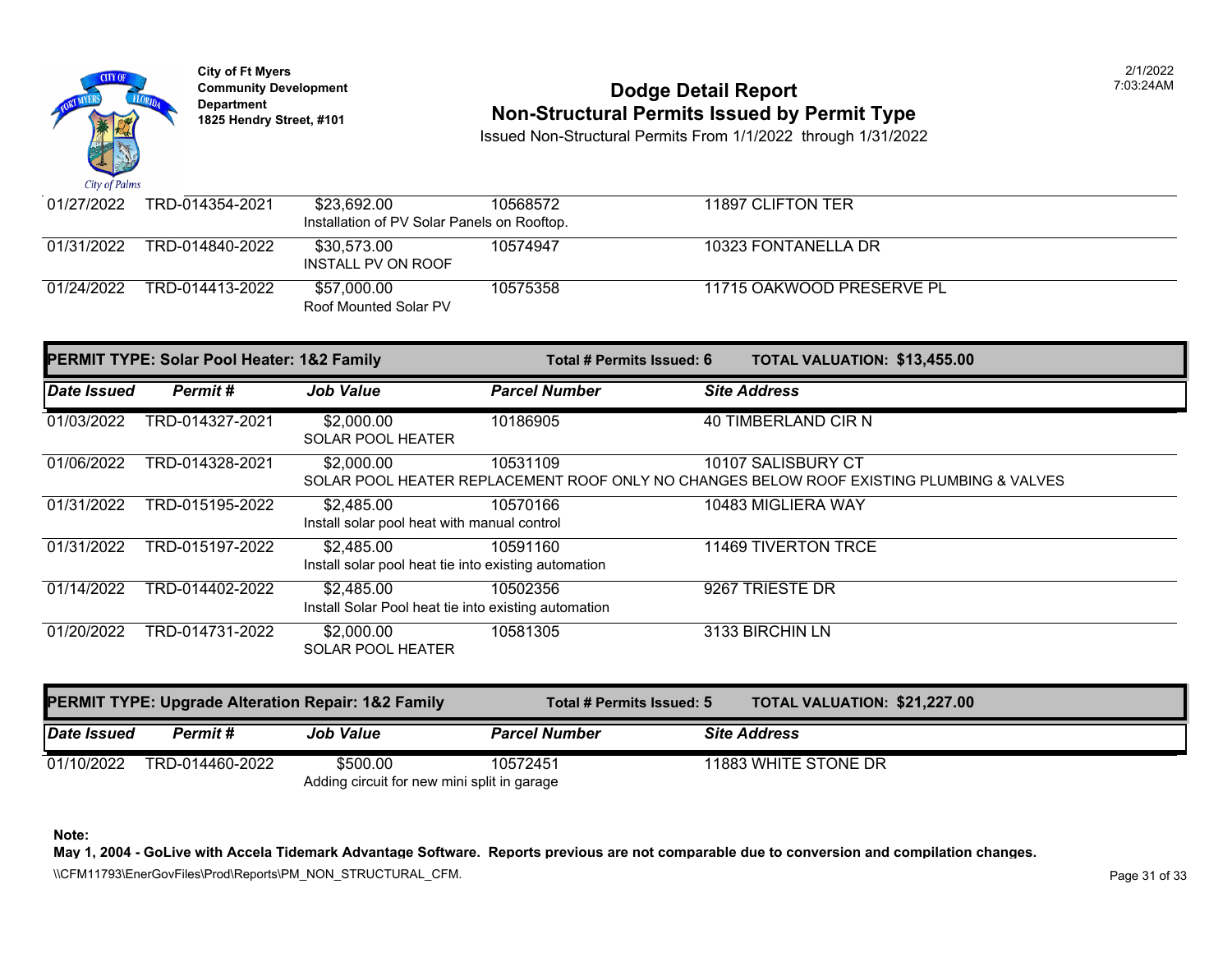| Date Issued | Permit # | Job Value | Parcel Number | Site Address |
|---|---|---|---|---|
| 01/27/2022 | TRD-014354-2021 | $23,692.00<br>Installation of PV Solar Panels on Rooftop. | 10568572 | 11897 CLIFTON TER |
| 01/31/2022 | TRD-014840-2022 | $30,573.00<br>INSTALL PV ON ROOF | 10574947 | 10323 FONTANELLA DR |
| 01/24/2022 | TRD-014413-2022 | $57,000.00<br>Roof Mounted Solar PV | 10575358 | 11715 OAKWOOD PRESERVE PL |

**PERMIT TYPE: Solar Pool Heater: 1&2 Family** — **Total # Permits Issued: 6** — **TOTAL VALUATION: $13,455.00**

| Date Issued | Permit # | Job Value | Parcel Number | Site Address |
|---|---|---|---|---|
| 01/03/2022 | TRD-014327-2021 | $2,000.00<br>SOLAR POOL HEATER | 10186905 | 40 TIMBERLAND CIR N |
| 01/06/2022 | TRD-014328-2021 | $2,000.00<br>SOLAR POOL HEATER REPLACEMENT ROOF ONLY NO CHANGES BELOW ROOF EXISTING PLUMBING & VALVES | 10531109 | 10107 SALISBURY CT |
| 01/31/2022 | TRD-015195-2022 | $2,485.00<br>Install solar pool heat with manual control | 10570166 | 10483 MIGLIERA WAY |
| 01/31/2022 | TRD-015197-2022 | $2,485.00<br>Install solar pool heat tie into existing automation | 10591160 | 11469 TIVERTON TRCE |
| 01/14/2022 | TRD-014402-2022 | $2,485.00<br>Install Solar Pool heat tie into existing automation | 10502356 | 9267 TRIESTE DR |
| 01/20/2022 | TRD-014731-2022 | $2,000.00<br>SOLAR POOL HEATER | 10581305 | 3133 BIRCHIN LN |

**PERMIT TYPE: Upgrade Alteration Repair: 1&2 Family** — **Total # Permits Issued: 5** — **TOTAL VALUATION: $21,227.00**

| Date Issued | Permit # | Job Value | Parcel Number | Site Address |
|---|---|---|---|---|
| 01/10/2022 | TRD-014460-2022 | $500.00<br>Adding circuit for new mini split in garage | 10572451 | 11883 WHITE STONE DR |

**Note:**

**May 1, 2004 - GoLive with Accela Tidemark Advantage Software. Reports previous are not comparable due to conversion and compilation changes.**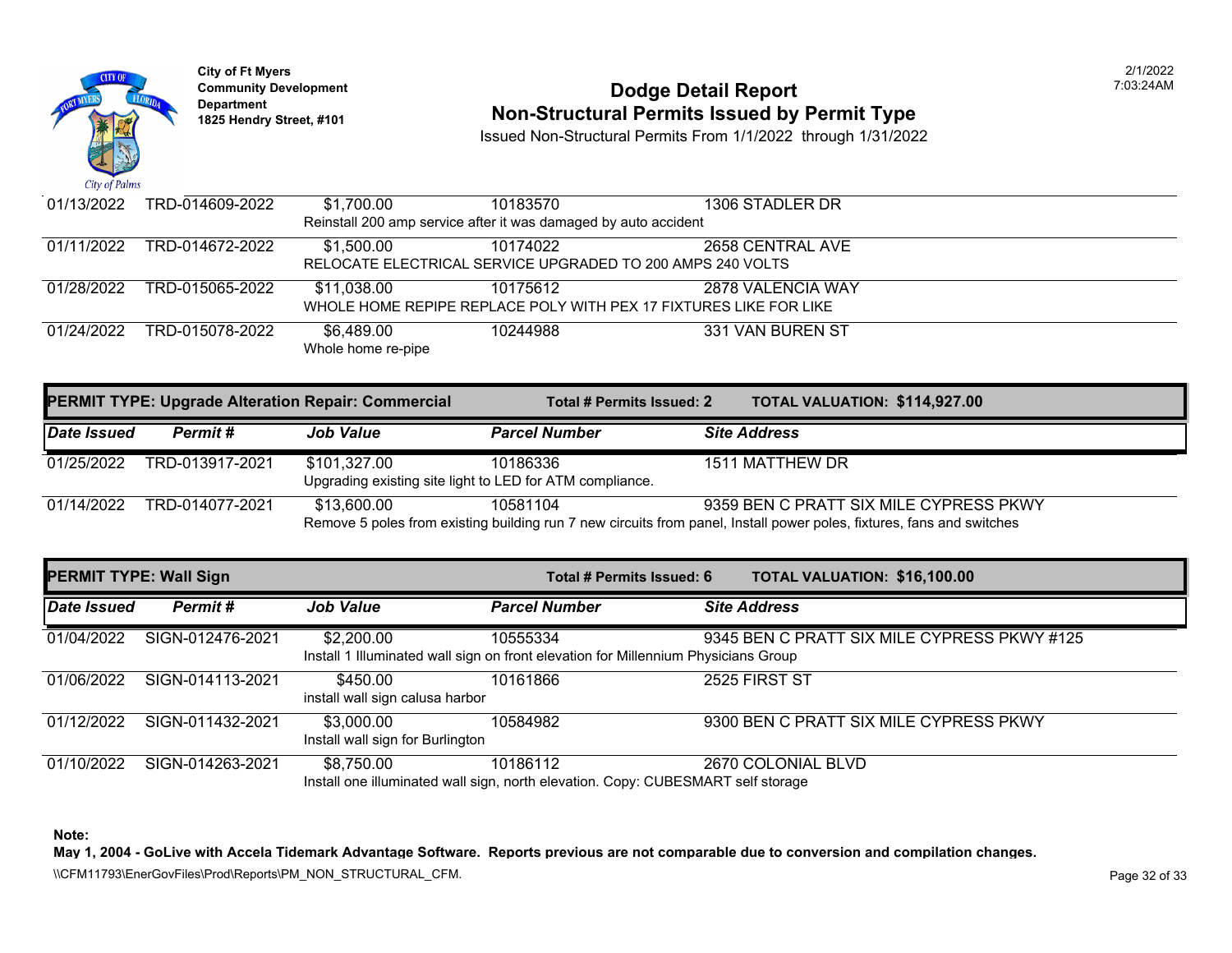| Date Issued | Permit # | Job Value | Parcel Number | Site Address |
|---|---|---|---|---|
| 01/13/2022 | TRD-014609-2022 | $1,700.00 | 10183570 | 1306 STADLER DR |
| | | Reinstall 200 amp service after it was damaged by auto accident | | |
| 01/11/2022 | TRD-014672-2022 | $1,500.00 | 10174022 | 2658 CENTRAL AVE |
| | | RELOCATE ELECTRICAL SERVICE UPGRADED TO 200 AMPS 240 VOLTS | | |
| 01/28/2022 | TRD-015065-2022 | $11,038.00 | 10175612 | 2878 VALENCIA WAY |
| | | WHOLE HOME REPIPE REPLACE POLY WITH PEX 17 FIXTURES LIKE FOR LIKE | | |
| 01/24/2022 | TRD-015078-2022 | $6,489.00 | 10244988 | 331 VAN BUREN ST |
| | | Whole home re-pipe | | |

## PERMIT TYPE: Upgrade Alteration Repair: Commercial

**Total # Permits Issued: 2** **TOTAL VALUATION: $114,927.00**

| Date Issued | Permit # | Job Value | Parcel Number | Site Address |
|---|---|---|---|---|
| 01/25/2022 | TRD-013917-2021 | $101,327.00 | 10186336 | 1511 MATTHEW DR |
| | | Upgrading existing site light to LED for ATM compliance. | | |
| 01/14/2022 | TRD-014077-2021 | $13,600.00 | 10581104 | 9359 BEN C PRATT SIX MILE CYPRESS PKWY |
| | | Remove 5 poles from existing building run 7 new circuits from panel, Install power poles, fixtures, fans and switches | | |

## PERMIT TYPE: Wall Sign

**Total # Permits Issued: 6** **TOTAL VALUATION: $16,100.00**

| Date Issued | Permit # | Job Value | Parcel Number | Site Address |
|---|---|---|---|---|
| 01/04/2022 | SIGN-012476-2021 | $2,200.00 | 10555334 | 9345 BEN C PRATT SIX MILE CYPRESS PKWY #125 |
| | | Install 1 Illuminated wall sign on front elevation for Millennium Physicians Group | | |
| 01/06/2022 | SIGN-014113-2021 | $450.00 | 10161866 | 2525 FIRST ST |
| | | install wall sign calusa harbor | | |
| 01/12/2022 | SIGN-011432-2021 | $3,000.00 | 10584982 | 9300 BEN C PRATT SIX MILE CYPRESS PKWY |
| | | Install wall sign for Burlington | | |
| 01/10/2022 | SIGN-014263-2021 | $8,750.00 | 10186112 | 2670 COLONIAL BLVD |
| | | Install one illuminated wall sign, north elevation. Copy: CUBESMART self storage | | |

**Note:**

**May 1, 2004 - GoLive with Accela Tidemark Advantage Software. Reports previous are not comparable due to conversion and compilation changes.**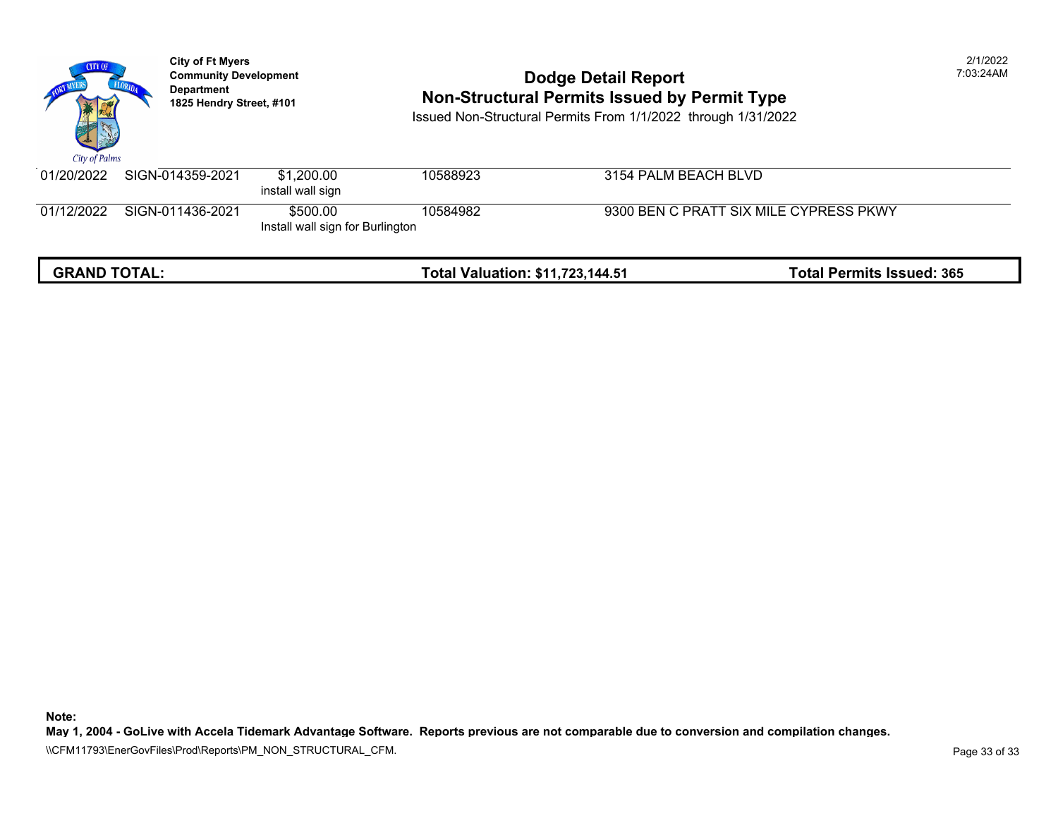City of Ft Myers
Community Development Department
1825 Hendry Street, #101

# Dodge Detail Report
## Non-Structural Permits Issued by Permit Type

Issued Non-Structural Permits From 1/1/2022 through 1/31/2022

2/1/2022
7:03:24AM

| | | | | |
|---|---|---|---|---|
| 01/20/2022 | SIGN-014359-2021 | $1,200.00<br>install wall sign | 10588923 | 3154 PALM BEACH BLVD |
| 01/12/2022 | SIGN-011436-2021 | $500.00<br>Install wall sign for Burlington | 10584982 | 9300 BEN C PRATT SIX MILE CYPRESS PKWY |

| | | |
|---|---|---|
| **GRAND TOTAL:** | **Total Valuation: $11,723,144.51** | **Total Permits Issued: 365** |

**Note:**
**May 1, 2004 - GoLive with Accela Tidemark Advantage Software. Reports previous are not comparable due to conversion and compilation changes.**

\\CFM11793\EnerGovFiles\Prod\Reports\PM_NON_STRUCTURAL_CFM.